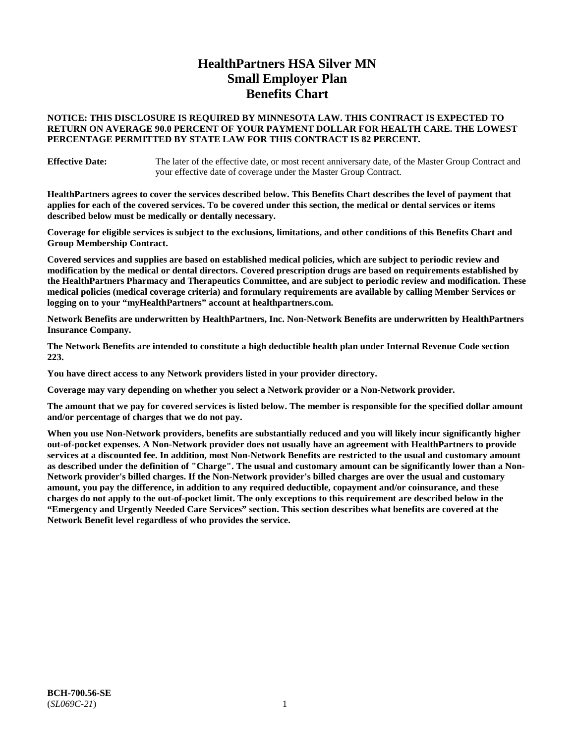# HealthPartners HSA Silver MN
# Small Employer Plan
# Benefits Chart

**NOTICE: THIS DISCLOSURE IS REQUIRED BY MINNESOTA LAW. THIS CONTRACT IS EXPECTED TO RETURN ON AVERAGE 90.0 PERCENT OF YOUR PAYMENT DOLLAR FOR HEALTH CARE. THE LOWEST PERCENTAGE PERMITTED BY STATE LAW FOR THIS CONTRACT IS 82 PERCENT.**

**Effective Date:** The later of the effective date, or most recent anniversary date, of the Master Group Contract and your effective date of coverage under the Master Group Contract.

**HealthPartners agrees to cover the services described below. This Benefits Chart describes the level of payment that applies for each of the covered services. To be covered under this section, the medical or dental services or items described below must be medically or dentally necessary.**

**Coverage for eligible services is subject to the exclusions, limitations, and other conditions of this Benefits Chart and Group Membership Contract.**

**Covered services and supplies are based on established medical policies, which are subject to periodic review and modification by the medical or dental directors. Covered prescription drugs are based on requirements established by the HealthPartners Pharmacy and Therapeutics Committee, and are subject to periodic review and modification. These medical policies (medical coverage criteria) and formulary requirements are available by calling Member Services or logging on to your "myHealthPartners" account at healthpartners.com.**

**Network Benefits are underwritten by HealthPartners, Inc. Non-Network Benefits are underwritten by HealthPartners Insurance Company.**

**The Network Benefits are intended to constitute a high deductible health plan under Internal Revenue Code section 223.**

**You have direct access to any Network providers listed in your provider directory.**

**Coverage may vary depending on whether you select a Network provider or a Non-Network provider.**

**The amount that we pay for covered services is listed below. The member is responsible for the specified dollar amount and/or percentage of charges that we do not pay.**

**When you use Non-Network providers, benefits are substantially reduced and you will likely incur significantly higher out-of-pocket expenses. A Non-Network provider does not usually have an agreement with HealthPartners to provide services at a discounted fee. In addition, most Non-Network Benefits are restricted to the usual and customary amount as described under the definition of "Charge". The usual and customary amount can be significantly lower than a Non-Network provider's billed charges. If the Non-Network provider's billed charges are over the usual and customary amount, you pay the difference, in addition to any required deductible, copayment and/or coinsurance, and these charges do not apply to the out-of-pocket limit. The only exceptions to this requirement are described below in the "Emergency and Urgently Needed Care Services" section. This section describes what benefits are covered at the Network Benefit level regardless of who provides the service.**

**BCH-700.56-SE**
(*SL069C-21*)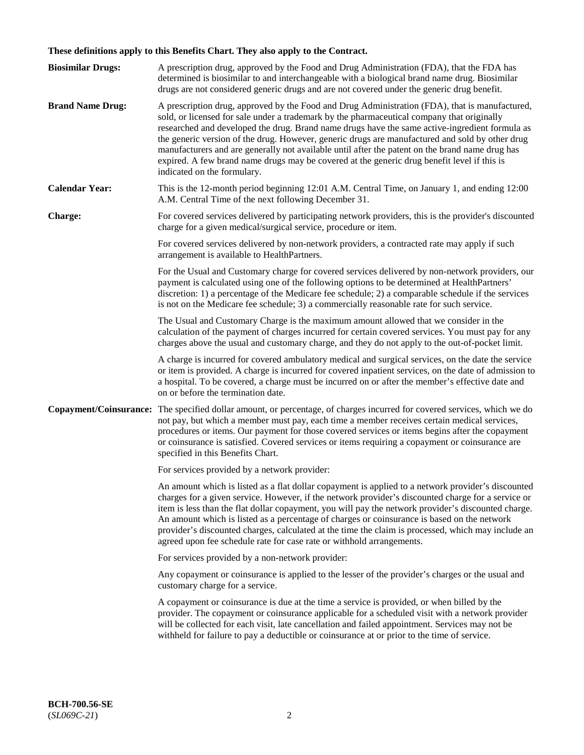**These definitions apply to this Benefits Chart. They also apply to the Contract.**

**Biosimilar Drugs:** A prescription drug, approved by the Food and Drug Administration (FDA), that the FDA has determined is biosimilar to and interchangeable with a biological brand name drug. Biosimilar drugs are not considered generic drugs and are not covered under the generic drug benefit.

**Brand Name Drug:** A prescription drug, approved by the Food and Drug Administration (FDA), that is manufactured, sold, or licensed for sale under a trademark by the pharmaceutical company that originally researched and developed the drug. Brand name drugs have the same active-ingredient formula as the generic version of the drug. However, generic drugs are manufactured and sold by other drug manufacturers and are generally not available until after the patent on the brand name drug has expired. A few brand name drugs may be covered at the generic drug benefit level if this is indicated on the formulary.

**Calendar Year:** This is the 12-month period beginning 12:01 A.M. Central Time, on January 1, and ending 12:00 A.M. Central Time of the next following December 31.

**Charge:** For covered services delivered by participating network providers, this is the provider's discounted charge for a given medical/surgical service, procedure or item.

For covered services delivered by non-network providers, a contracted rate may apply if such arrangement is available to HealthPartners.

For the Usual and Customary charge for covered services delivered by non-network providers, our payment is calculated using one of the following options to be determined at HealthPartners' discretion: 1) a percentage of the Medicare fee schedule; 2) a comparable schedule if the services is not on the Medicare fee schedule; 3) a commercially reasonable rate for such service.

The Usual and Customary Charge is the maximum amount allowed that we consider in the calculation of the payment of charges incurred for certain covered services. You must pay for any charges above the usual and customary charge, and they do not apply to the out-of-pocket limit.

A charge is incurred for covered ambulatory medical and surgical services, on the date the service or item is provided. A charge is incurred for covered inpatient services, on the date of admission to a hospital. To be covered, a charge must be incurred on or after the member's effective date and on or before the termination date.

**Copayment/Coinsurance:** The specified dollar amount, or percentage, of charges incurred for covered services, which we do not pay, but which a member must pay, each time a member receives certain medical services, procedures or items. Our payment for those covered services or items begins after the copayment or coinsurance is satisfied. Covered services or items requiring a copayment or coinsurance are specified in this Benefits Chart.

For services provided by a network provider:

An amount which is listed as a flat dollar copayment is applied to a network provider's discounted charges for a given service. However, if the network provider's discounted charge for a service or item is less than the flat dollar copayment, you will pay the network provider's discounted charge. An amount which is listed as a percentage of charges or coinsurance is based on the network provider's discounted charges, calculated at the time the claim is processed, which may include an agreed upon fee schedule rate for case rate or withhold arrangements.

For services provided by a non-network provider:

Any copayment or coinsurance is applied to the lesser of the provider's charges or the usual and customary charge for a service.

A copayment or coinsurance is due at the time a service is provided, or when billed by the provider. The copayment or coinsurance applicable for a scheduled visit with a network provider will be collected for each visit, late cancellation and failed appointment. Services may not be withheld for failure to pay a deductible or coinsurance at or prior to the time of service.

**BCH-700.56-SE**
(*SL069C-21*)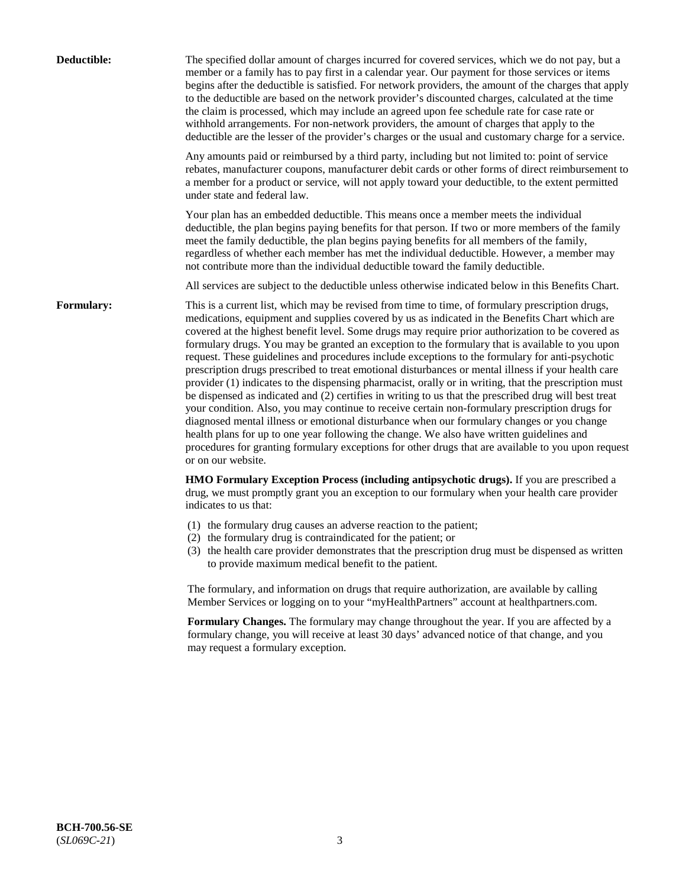**Deductible:** The specified dollar amount of charges incurred for covered services, which we do not pay, but a member or a family has to pay first in a calendar year. Our payment for those services or items begins after the deductible is satisfied. For network providers, the amount of the charges that apply to the deductible are based on the network provider's discounted charges, calculated at the time the claim is processed, which may include an agreed upon fee schedule rate for case rate or withhold arrangements. For non-network providers, the amount of charges that apply to the deductible are the lesser of the provider's charges or the usual and customary charge for a service.

Any amounts paid or reimbursed by a third party, including but not limited to: point of service rebates, manufacturer coupons, manufacturer debit cards or other forms of direct reimbursement to a member for a product or service, will not apply toward your deductible, to the extent permitted under state and federal law.

Your plan has an embedded deductible. This means once a member meets the individual deductible, the plan begins paying benefits for that person. If two or more members of the family meet the family deductible, the plan begins paying benefits for all members of the family, regardless of whether each member has met the individual deductible. However, a member may not contribute more than the individual deductible toward the family deductible.

All services are subject to the deductible unless otherwise indicated below in this Benefits Chart.

**Formulary:** This is a current list, which may be revised from time to time, of formulary prescription drugs, medications, equipment and supplies covered by us as indicated in the Benefits Chart which are covered at the highest benefit level. Some drugs may require prior authorization to be covered as formulary drugs. You may be granted an exception to the formulary that is available to you upon request. These guidelines and procedures include exceptions to the formulary for anti-psychotic prescription drugs prescribed to treat emotional disturbances or mental illness if your health care provider (1) indicates to the dispensing pharmacist, orally or in writing, that the prescription must be dispensed as indicated and (2) certifies in writing to us that the prescribed drug will best treat your condition. Also, you may continue to receive certain non-formulary prescription drugs for diagnosed mental illness or emotional disturbance when our formulary changes or you change health plans for up to one year following the change. We also have written guidelines and procedures for granting formulary exceptions for other drugs that are available to you upon request or on our website.

**HMO Formulary Exception Process (including antipsychotic drugs).** If you are prescribed a drug, we must promptly grant you an exception to our formulary when your health care provider indicates to us that:

(1) the formulary drug causes an adverse reaction to the patient;
(2) the formulary drug is contraindicated for the patient; or
(3) the health care provider demonstrates that the prescription drug must be dispensed as written to provide maximum medical benefit to the patient.

The formulary, and information on drugs that require authorization, are available by calling Member Services or logging on to your "myHealthPartners" account at healthpartners.com.

**Formulary Changes.** The formulary may change throughout the year. If you are affected by a formulary change, you will receive at least 30 days' advanced notice of that change, and you may request a formulary exception.

**BCH-700.56-SE**
(*SL069C-21*)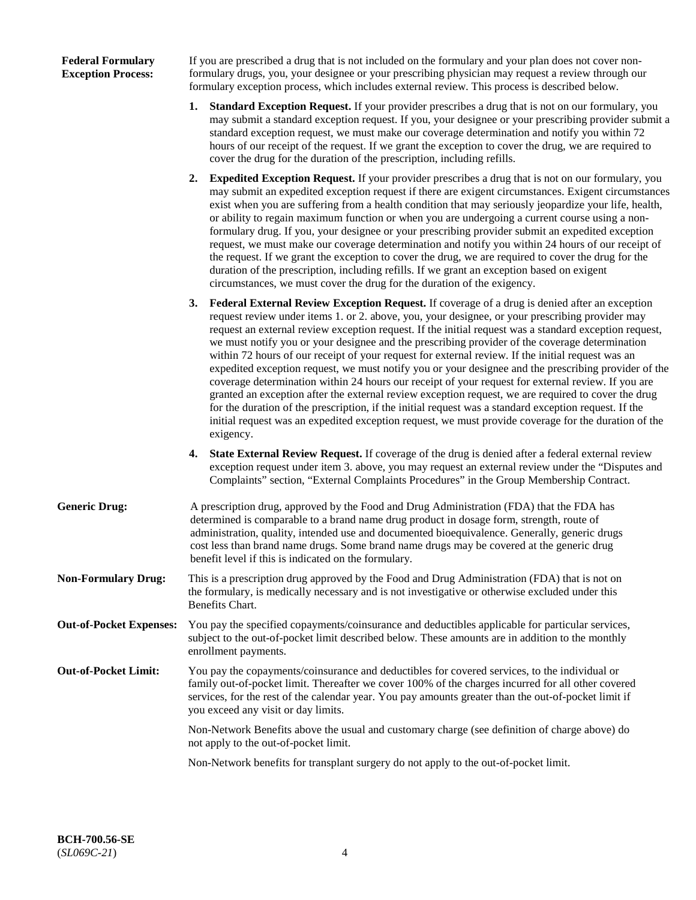**Federal Formulary Exception Process:** If you are prescribed a drug that is not included on the formulary and your plan does not cover non-formulary drugs, you, your designee or your prescribing physician may request a review through our formulary exception process, which includes external review. This process is described below.

1. **Standard Exception Request.** If your provider prescribes a drug that is not on our formulary, you may submit a standard exception request. If you, your designee or your prescribing provider submit a standard exception request, we must make our coverage determination and notify you within 72 hours of our receipt of the request. If we grant the exception to cover the drug, we are required to cover the drug for the duration of the prescription, including refills.
2. **Expedited Exception Request.** If your provider prescribes a drug that is not on our formulary, you may submit an expedited exception request if there are exigent circumstances. Exigent circumstances exist when you are suffering from a health condition that may seriously jeopardize your life, health, or ability to regain maximum function or when you are undergoing a current course using a non-formulary drug. If you, your designee or your prescribing provider submit an expedited exception request, we must make our coverage determination and notify you within 24 hours of our receipt of the request. If we grant the exception to cover the drug, we are required to cover the drug for the duration of the prescription, including refills. If we grant an exception based on exigent circumstances, we must cover the drug for the duration of the exigency.
3. **Federal External Review Exception Request.** If coverage of a drug is denied after an exception request review under items 1. or 2. above, you, your designee, or your prescribing provider may request an external review exception request. If the initial request was a standard exception request, we must notify you or your designee and the prescribing provider of the coverage determination within 72 hours of our receipt of your request for external review. If the initial request was an expedited exception request, we must notify you or your designee and the prescribing provider of the coverage determination within 24 hours our receipt of your request for external review. If you are granted an exception after the external review exception request, we are required to cover the drug for the duration of the prescription, if the initial request was a standard exception request. If the initial request was an expedited exception request, we must provide coverage for the duration of the exigency.
4. **State External Review Request.** If coverage of the drug is denied after a federal external review exception request under item 3. above, you may request an external review under the "Disputes and Complaints" section, "External Complaints Procedures" in the Group Membership Contract.

**Generic Drug:** A prescription drug, approved by the Food and Drug Administration (FDA) that the FDA has determined is comparable to a brand name drug product in dosage form, strength, route of administration, quality, intended use and documented bioequivalence. Generally, generic drugs cost less than brand name drugs. Some brand name drugs may be covered at the generic drug benefit level if this is indicated on the formulary.

**Non-Formulary Drug:** This is a prescription drug approved by the Food and Drug Administration (FDA) that is not on the formulary, is medically necessary and is not investigative or otherwise excluded under this Benefits Chart.

**Out-of-Pocket Expenses:** You pay the specified copayments/coinsurance and deductibles applicable for particular services, subject to the out-of-pocket limit described below. These amounts are in addition to the monthly enrollment payments.

**Out-of-Pocket Limit:** You pay the copayments/coinsurance and deductibles for covered services, to the individual or family out-of-pocket limit. Thereafter we cover 100% of the charges incurred for all other covered services, for the rest of the calendar year. You pay amounts greater than the out-of-pocket limit if you exceed any visit or day limits.

Non-Network Benefits above the usual and customary charge (see definition of charge above) do not apply to the out-of-pocket limit.

Non-Network benefits for transplant surgery do not apply to the out-of-pocket limit.

**BCH-700.56-SE**
(*SL069C-21*)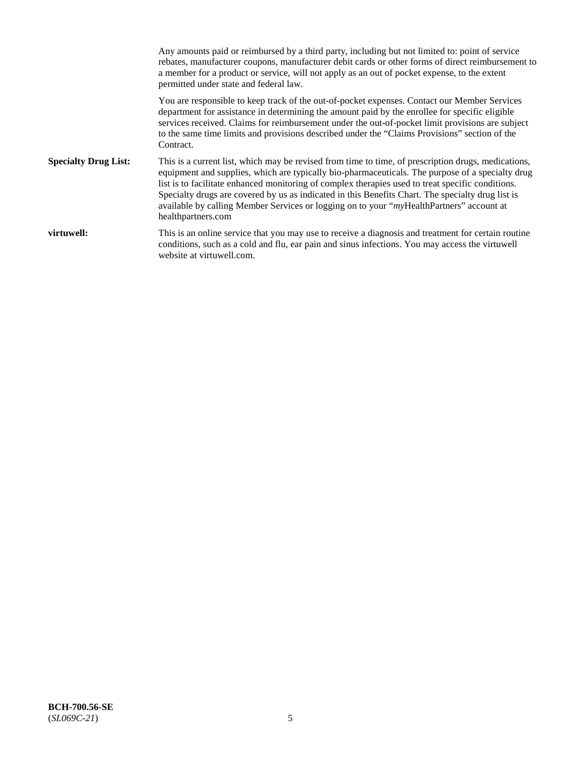Any amounts paid or reimbursed by a third party, including but not limited to: point of service rebates, manufacturer coupons, manufacturer debit cards or other forms of direct reimbursement to a member for a product or service, will not apply as an out of pocket expense, to the extent permitted under state and federal law.

You are responsible to keep track of the out-of-pocket expenses. Contact our Member Services department for assistance in determining the amount paid by the enrollee for specific eligible services received. Claims for reimbursement under the out-of-pocket limit provisions are subject to the same time limits and provisions described under the "Claims Provisions" section of the Contract.

**Specialty Drug List:** This is a current list, which may be revised from time to time, of prescription drugs, medications, equipment and supplies, which are typically bio-pharmaceuticals. The purpose of a specialty drug list is to facilitate enhanced monitoring of complex therapies used to treat specific conditions. Specialty drugs are covered by us as indicated in this Benefits Chart. The specialty drug list is available by calling Member Services or logging on to your "*my*HealthPartners" account at healthpartners.com

**virtuwell:** This is an online service that you may use to receive a diagnosis and treatment for certain routine conditions, such as a cold and flu, ear pain and sinus infections. You may access the virtuwell website at virtuwell.com.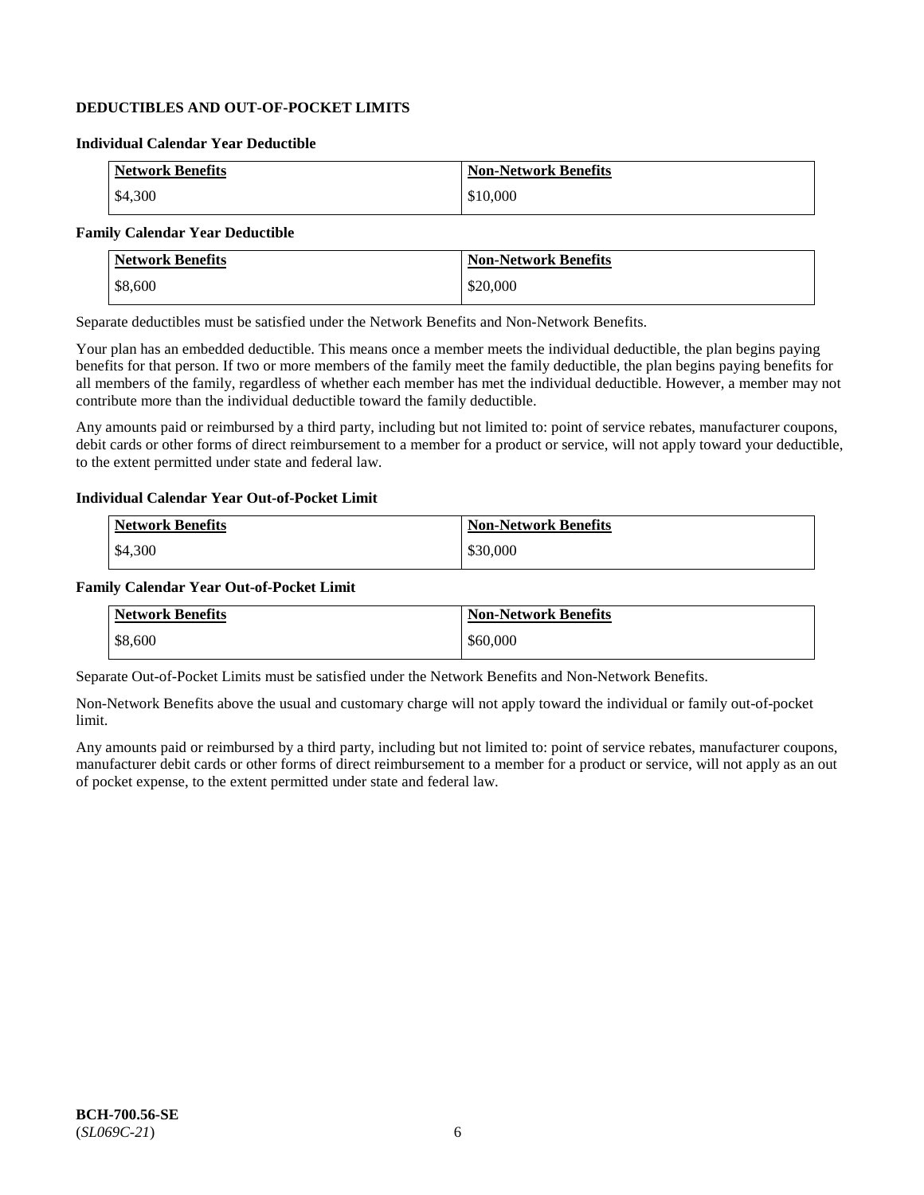## DEDUCTIBLES AND OUT-OF-POCKET LIMITS

### Individual Calendar Year Deductible

| Network Benefits | Non-Network Benefits |
|---|---|
| $4,300 | $10,000 |

### Family Calendar Year Deductible

| Network Benefits | Non-Network Benefits |
|---|---|
| $8,600 | $20,000 |

Separate deductibles must be satisfied under the Network Benefits and Non-Network Benefits.

Your plan has an embedded deductible. This means once a member meets the individual deductible, the plan begins paying benefits for that person. If two or more members of the family meet the family deductible, the plan begins paying benefits for all members of the family, regardless of whether each member has met the individual deductible. However, a member may not contribute more than the individual deductible toward the family deductible.

Any amounts paid or reimbursed by a third party, including but not limited to: point of service rebates, manufacturer coupons, debit cards or other forms of direct reimbursement to a member for a product or service, will not apply toward your deductible, to the extent permitted under state and federal law.

### Individual Calendar Year Out-of-Pocket Limit

| Network Benefits | Non-Network Benefits |
|---|---|
| $4,300 | $30,000 |

### Family Calendar Year Out-of-Pocket Limit

| Network Benefits | Non-Network Benefits |
|---|---|
| $8,600 | $60,000 |

Separate Out-of-Pocket Limits must be satisfied under the Network Benefits and Non-Network Benefits.

Non-Network Benefits above the usual and customary charge will not apply toward the individual or family out-of-pocket limit.

Any amounts paid or reimbursed by a third party, including but not limited to: point of service rebates, manufacturer coupons, manufacturer debit cards or other forms of direct reimbursement to a member for a product or service, will not apply as an out of pocket expense, to the extent permitted under state and federal law.

**BCH-700.56-SE**
(*SL069C-21*)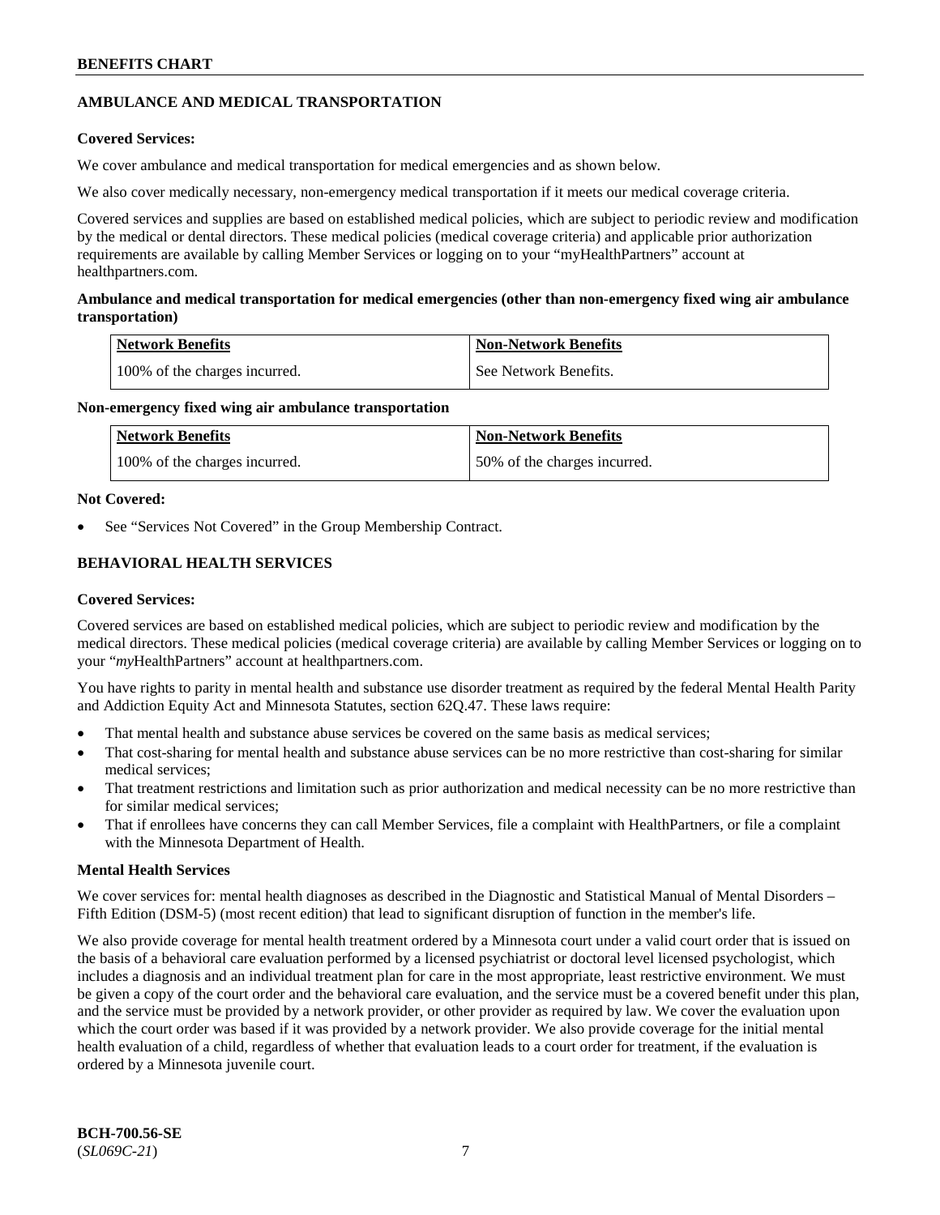## AMBULANCE AND MEDICAL TRANSPORTATION

**Covered Services:**

We cover ambulance and medical transportation for medical emergencies and as shown below.

We also cover medically necessary, non-emergency medical transportation if it meets our medical coverage criteria.

Covered services and supplies are based on established medical policies, which are subject to periodic review and modification by the medical or dental directors. These medical policies (medical coverage criteria) and applicable prior authorization requirements are available by calling Member Services or logging on to your "myHealthPartners" account at healthpartners.com.

**Ambulance and medical transportation for medical emergencies (other than non-emergency fixed wing air ambulance transportation)**

| Network Benefits | Non-Network Benefits |
|---|---|
| 100% of the charges incurred. | See Network Benefits. |

**Non-emergency fixed wing air ambulance transportation**

| Network Benefits | Non-Network Benefits |
|---|---|
| 100% of the charges incurred. | 50% of the charges incurred. |

**Not Covered:**

- See "Services Not Covered" in the Group Membership Contract.

## BEHAVIORAL HEALTH SERVICES

**Covered Services:**

Covered services are based on established medical policies, which are subject to periodic review and modification by the medical directors. These medical policies (medical coverage criteria) are available by calling Member Services or logging on to your "*my*HealthPartners" account at healthpartners.com.

You have rights to parity in mental health and substance use disorder treatment as required by the federal Mental Health Parity and Addiction Equity Act and Minnesota Statutes, section 62Q.47. These laws require:

- That mental health and substance abuse services be covered on the same basis as medical services;
- That cost-sharing for mental health and substance abuse services can be no more restrictive than cost-sharing for similar medical services;
- That treatment restrictions and limitation such as prior authorization and medical necessity can be no more restrictive than for similar medical services;
- That if enrollees have concerns they can call Member Services, file a complaint with HealthPartners, or file a complaint with the Minnesota Department of Health.

**Mental Health Services**

We cover services for: mental health diagnoses as described in the Diagnostic and Statistical Manual of Mental Disorders – Fifth Edition (DSM-5) (most recent edition) that lead to significant disruption of function in the member's life.

We also provide coverage for mental health treatment ordered by a Minnesota court under a valid court order that is issued on the basis of a behavioral care evaluation performed by a licensed psychiatrist or doctoral level licensed psychologist, which includes a diagnosis and an individual treatment plan for care in the most appropriate, least restrictive environment. We must be given a copy of the court order and the behavioral care evaluation, and the service must be a covered benefit under this plan, and the service must be provided by a network provider, or other provider as required by law. We cover the evaluation upon which the court order was based if it was provided by a network provider. We also provide coverage for the initial mental health evaluation of a child, regardless of whether that evaluation leads to a court order for treatment, if the evaluation is ordered by a Minnesota juvenile court.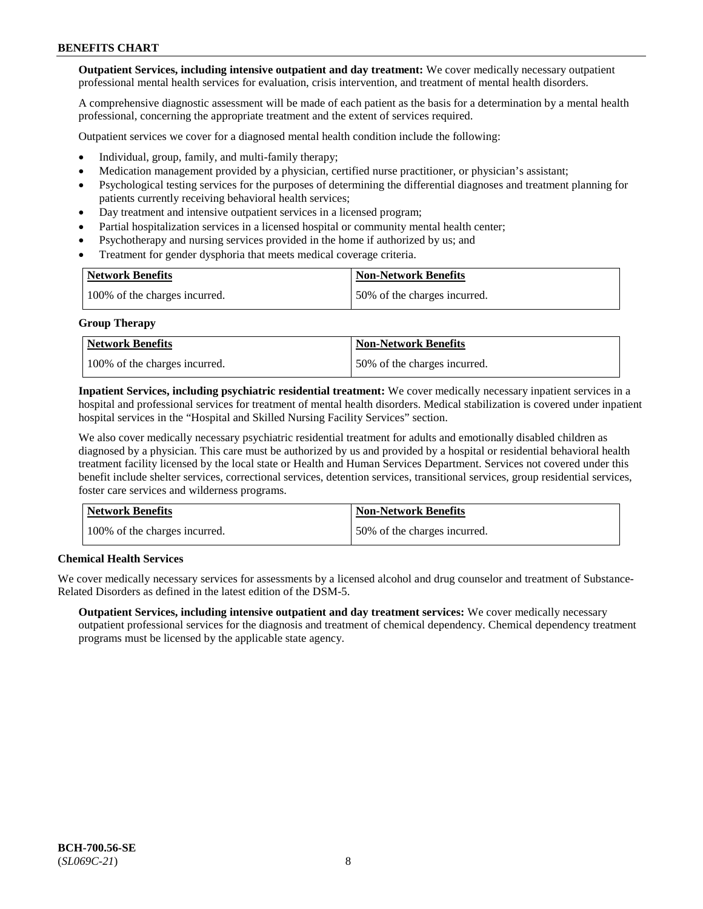**Outpatient Services, including intensive outpatient and day treatment:** We cover medically necessary outpatient professional mental health services for evaluation, crisis intervention, and treatment of mental health disorders.

A comprehensive diagnostic assessment will be made of each patient as the basis for a determination by a mental health professional, concerning the appropriate treatment and the extent of services required.

Outpatient services we cover for a diagnosed mental health condition include the following:

- Individual, group, family, and multi-family therapy;
- Medication management provided by a physician, certified nurse practitioner, or physician's assistant;
- Psychological testing services for the purposes of determining the differential diagnoses and treatment planning for patients currently receiving behavioral health services;
- Day treatment and intensive outpatient services in a licensed program;
- Partial hospitalization services in a licensed hospital or community mental health center;
- Psychotherapy and nursing services provided in the home if authorized by us; and
- Treatment for gender dysphoria that meets medical coverage criteria.

| Network Benefits | Non-Network Benefits |
|---|---|
| 100% of the charges incurred. | 50% of the charges incurred. |

**Group Therapy**

| Network Benefits | Non-Network Benefits |
|---|---|
| 100% of the charges incurred. | 50% of the charges incurred. |

**Inpatient Services, including psychiatric residential treatment:** We cover medically necessary inpatient services in a hospital and professional services for treatment of mental health disorders. Medical stabilization is covered under inpatient hospital services in the "Hospital and Skilled Nursing Facility Services" section.

We also cover medically necessary psychiatric residential treatment for adults and emotionally disabled children as diagnosed by a physician. This care must be authorized by us and provided by a hospital or residential behavioral health treatment facility licensed by the local state or Health and Human Services Department. Services not covered under this benefit include shelter services, correctional services, detention services, transitional services, group residential services, foster care services and wilderness programs.

| Network Benefits | Non-Network Benefits |
|---|---|
| 100% of the charges incurred. | 50% of the charges incurred. |

**Chemical Health Services**

We cover medically necessary services for assessments by a licensed alcohol and drug counselor and treatment of Substance-Related Disorders as defined in the latest edition of the DSM-5.

**Outpatient Services, including intensive outpatient and day treatment services:** We cover medically necessary outpatient professional services for the diagnosis and treatment of chemical dependency. Chemical dependency treatment programs must be licensed by the applicable state agency.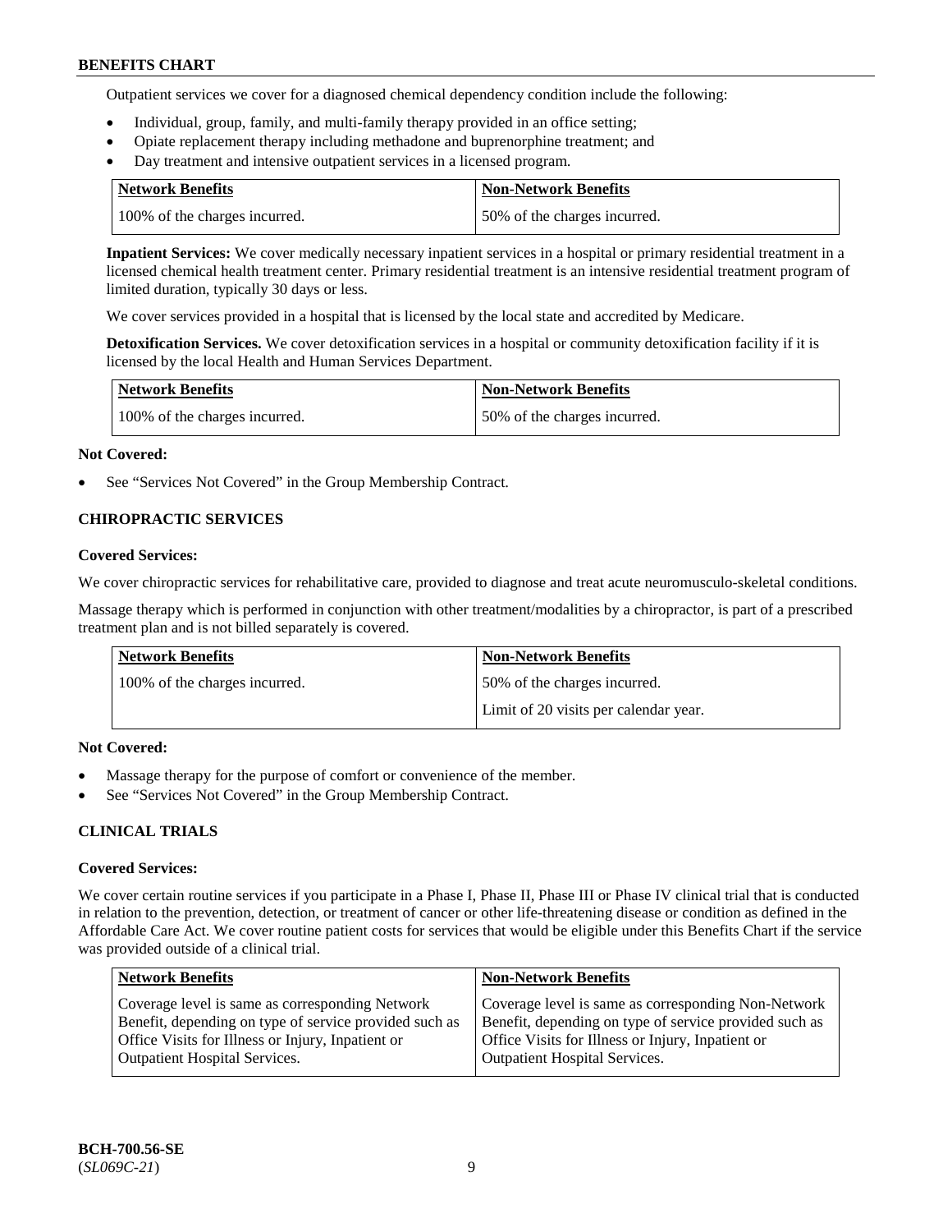Outpatient services we cover for a diagnosed chemical dependency condition include the following:

- Individual, group, family, and multi-family therapy provided in an office setting;
- Opiate replacement therapy including methadone and buprenorphine treatment; and
- Day treatment and intensive outpatient services in a licensed program.

| Network Benefits | Non-Network Benefits |
| --- | --- |
| 100% of the charges incurred. | 50% of the charges incurred. |

**Inpatient Services:** We cover medically necessary inpatient services in a hospital or primary residential treatment in a licensed chemical health treatment center. Primary residential treatment is an intensive residential treatment program of limited duration, typically 30 days or less.

We cover services provided in a hospital that is licensed by the local state and accredited by Medicare.

**Detoxification Services.** We cover detoxification services in a hospital or community detoxification facility if it is licensed by the local Health and Human Services Department.

| Network Benefits | Non-Network Benefits |
| --- | --- |
| 100% of the charges incurred. | 50% of the charges incurred. |

**Not Covered:**

- See "Services Not Covered" in the Group Membership Contract.

### CHIROPRACTIC SERVICES

**Covered Services:**

We cover chiropractic services for rehabilitative care, provided to diagnose and treat acute neuromusculo-skeletal conditions.

Massage therapy which is performed in conjunction with other treatment/modalities by a chiropractor, is part of a prescribed treatment plan and is not billed separately is covered.

| Network Benefits | Non-Network Benefits |
| --- | --- |
| 100% of the charges incurred. | 50% of the charges incurred.<br>Limit of 20 visits per calendar year. |

**Not Covered:**

- Massage therapy for the purpose of comfort or convenience of the member.
- See "Services Not Covered" in the Group Membership Contract.

### CLINICAL TRIALS

**Covered Services:**

We cover certain routine services if you participate in a Phase I, Phase II, Phase III or Phase IV clinical trial that is conducted in relation to the prevention, detection, or treatment of cancer or other life-threatening disease or condition as defined in the Affordable Care Act. We cover routine patient costs for services that would be eligible under this Benefits Chart if the service was provided outside of a clinical trial.

| Network Benefits | Non-Network Benefits |
| --- | --- |
| Coverage level is same as corresponding Network Benefit, depending on type of service provided such as Office Visits for Illness or Injury, Inpatient or Outpatient Hospital Services. | Coverage level is same as corresponding Non-Network Benefit, depending on type of service provided such as Office Visits for Illness or Injury, Inpatient or Outpatient Hospital Services. |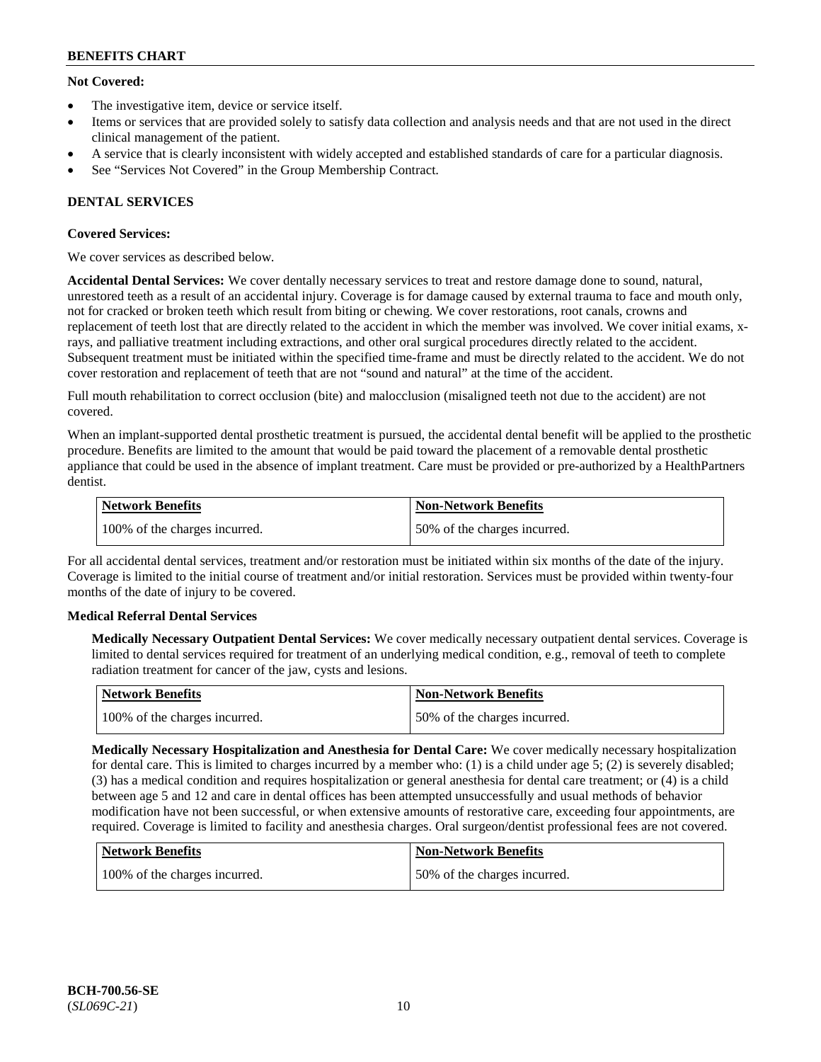**Not Covered:**

- The investigative item, device or service itself.
- Items or services that are provided solely to satisfy data collection and analysis needs and that are not used in the direct clinical management of the patient.
- A service that is clearly inconsistent with widely accepted and established standards of care for a particular diagnosis.
- See "Services Not Covered" in the Group Membership Contract.

## DENTAL SERVICES

**Covered Services:**

We cover services as described below.

**Accidental Dental Services:** We cover dentally necessary services to treat and restore damage done to sound, natural, unrestored teeth as a result of an accidental injury. Coverage is for damage caused by external trauma to face and mouth only, not for cracked or broken teeth which result from biting or chewing. We cover restorations, root canals, crowns and replacement of teeth lost that are directly related to the accident in which the member was involved. We cover initial exams, x-rays, and palliative treatment including extractions, and other oral surgical procedures directly related to the accident. Subsequent treatment must be initiated within the specified time-frame and must be directly related to the accident. We do not cover restoration and replacement of teeth that are not "sound and natural" at the time of the accident.

Full mouth rehabilitation to correct occlusion (bite) and malocclusion (misaligned teeth not due to the accident) are not covered.

When an implant-supported dental prosthetic treatment is pursued, the accidental dental benefit will be applied to the prosthetic procedure. Benefits are limited to the amount that would be paid toward the placement of a removable dental prosthetic appliance that could be used in the absence of implant treatment. Care must be provided or pre-authorized by a HealthPartners dentist.

| Network Benefits | Non-Network Benefits |
|---|---|
| 100% of the charges incurred. | 50% of the charges incurred. |

For all accidental dental services, treatment and/or restoration must be initiated within six months of the date of the injury. Coverage is limited to the initial course of treatment and/or initial restoration. Services must be provided within twenty-four months of the date of injury to be covered.

**Medical Referral Dental Services**

**Medically Necessary Outpatient Dental Services:** We cover medically necessary outpatient dental services. Coverage is limited to dental services required for treatment of an underlying medical condition, e.g., removal of teeth to complete radiation treatment for cancer of the jaw, cysts and lesions.

| Network Benefits | Non-Network Benefits |
|---|---|
| 100% of the charges incurred. | 50% of the charges incurred. |

**Medically Necessary Hospitalization and Anesthesia for Dental Care:** We cover medically necessary hospitalization for dental care. This is limited to charges incurred by a member who: (1) is a child under age 5; (2) is severely disabled; (3) has a medical condition and requires hospitalization or general anesthesia for dental care treatment; or (4) is a child between age 5 and 12 and care in dental offices has been attempted unsuccessfully and usual methods of behavior modification have not been successful, or when extensive amounts of restorative care, exceeding four appointments, are required. Coverage is limited to facility and anesthesia charges. Oral surgeon/dentist professional fees are not covered.

| Network Benefits | Non-Network Benefits |
|---|---|
| 100% of the charges incurred. | 50% of the charges incurred. |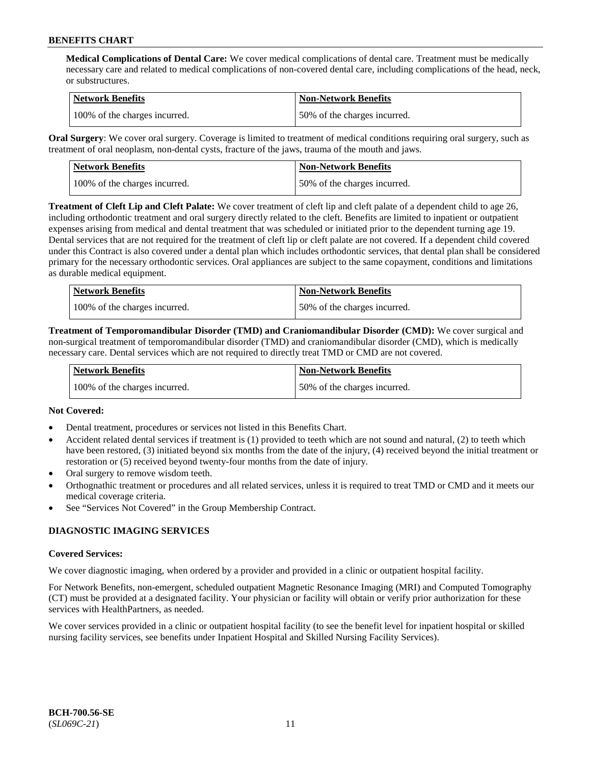**Medical Complications of Dental Care:** We cover medical complications of dental care. Treatment must be medically necessary care and related to medical complications of non-covered dental care, including complications of the head, neck, or substructures.

| Network Benefits | Non-Network Benefits |
|---|---|
| 100% of the charges incurred. | 50% of the charges incurred. |

**Oral Surgery**: We cover oral surgery. Coverage is limited to treatment of medical conditions requiring oral surgery, such as treatment of oral neoplasm, non-dental cysts, fracture of the jaws, trauma of the mouth and jaws.

| Network Benefits | Non-Network Benefits |
|---|---|
| 100% of the charges incurred. | 50% of the charges incurred. |

**Treatment of Cleft Lip and Cleft Palate:** We cover treatment of cleft lip and cleft palate of a dependent child to age 26, including orthodontic treatment and oral surgery directly related to the cleft. Benefits are limited to inpatient or outpatient expenses arising from medical and dental treatment that was scheduled or initiated prior to the dependent turning age 19. Dental services that are not required for the treatment of cleft lip or cleft palate are not covered. If a dependent child covered under this Contract is also covered under a dental plan which includes orthodontic services, that dental plan shall be considered primary for the necessary orthodontic services. Oral appliances are subject to the same copayment, conditions and limitations as durable medical equipment.

| Network Benefits | Non-Network Benefits |
|---|---|
| 100% of the charges incurred. | 50% of the charges incurred. |

**Treatment of Temporomandibular Disorder (TMD) and Craniomandibular Disorder (CMD):** We cover surgical and non-surgical treatment of temporomandibular disorder (TMD) and craniomandibular disorder (CMD), which is medically necessary care. Dental services which are not required to directly treat TMD or CMD are not covered.

| Network Benefits | Non-Network Benefits |
|---|---|
| 100% of the charges incurred. | 50% of the charges incurred. |

**Not Covered:**

- Dental treatment, procedures or services not listed in this Benefits Chart.
- Accident related dental services if treatment is (1) provided to teeth which are not sound and natural, (2) to teeth which have been restored, (3) initiated beyond six months from the date of the injury, (4) received beyond the initial treatment or restoration or (5) received beyond twenty-four months from the date of injury.
- Oral surgery to remove wisdom teeth.
- Orthognathic treatment or procedures and all related services, unless it is required to treat TMD or CMD and it meets our medical coverage criteria.
- See "Services Not Covered" in the Group Membership Contract.

## DIAGNOSTIC IMAGING SERVICES

**Covered Services:**

We cover diagnostic imaging, when ordered by a provider and provided in a clinic or outpatient hospital facility.

For Network Benefits, non-emergent, scheduled outpatient Magnetic Resonance Imaging (MRI) and Computed Tomography (CT) must be provided at a designated facility. Your physician or facility will obtain or verify prior authorization for these services with HealthPartners, as needed.

We cover services provided in a clinic or outpatient hospital facility (to see the benefit level for inpatient hospital or skilled nursing facility services, see benefits under Inpatient Hospital and Skilled Nursing Facility Services).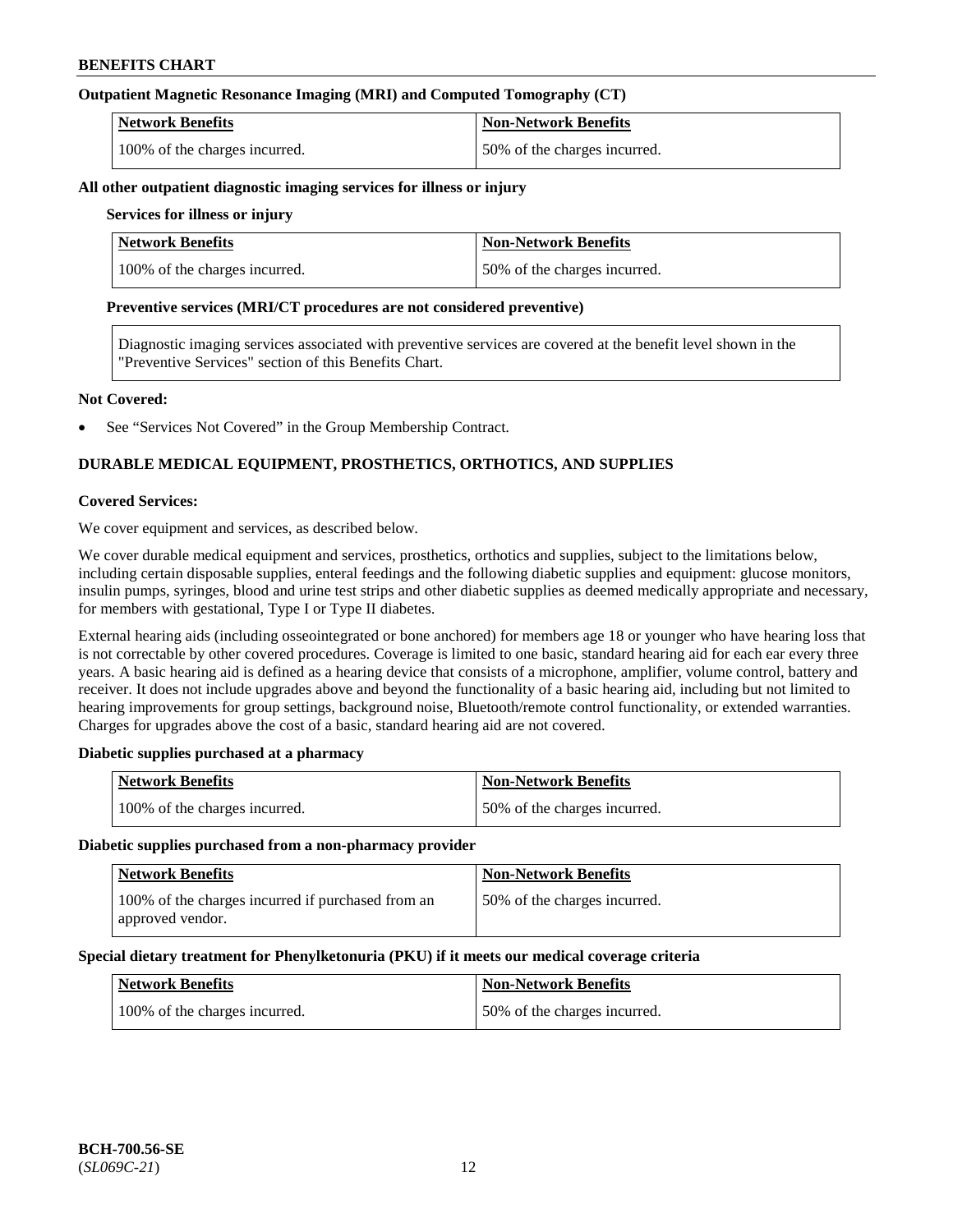**Outpatient Magnetic Resonance Imaging (MRI) and Computed Tomography (CT)**

| Network Benefits | Non-Network Benefits |
|---|---|
| 100% of the charges incurred. | 50% of the charges incurred. |

**All other outpatient diagnostic imaging services for illness or injury**

**Services for illness or injury**

| Network Benefits | Non-Network Benefits |
|---|---|
| 100% of the charges incurred. | 50% of the charges incurred. |

**Preventive services (MRI/CT procedures are not considered preventive)**

Diagnostic imaging services associated with preventive services are covered at the benefit level shown in the "Preventive Services" section of this Benefits Chart.

**Not Covered:**

- See "Services Not Covered" in the Group Membership Contract.

## DURABLE MEDICAL EQUIPMENT, PROSTHETICS, ORTHOTICS, AND SUPPLIES

**Covered Services:**

We cover equipment and services, as described below.

We cover durable medical equipment and services, prosthetics, orthotics and supplies, subject to the limitations below, including certain disposable supplies, enteral feedings and the following diabetic supplies and equipment: glucose monitors, insulin pumps, syringes, blood and urine test strips and other diabetic supplies as deemed medically appropriate and necessary, for members with gestational, Type I or Type II diabetes.

External hearing aids (including osseointegrated or bone anchored) for members age 18 or younger who have hearing loss that is not correctable by other covered procedures. Coverage is limited to one basic, standard hearing aid for each ear every three years. A basic hearing aid is defined as a hearing device that consists of a microphone, amplifier, volume control, battery and receiver. It does not include upgrades above and beyond the functionality of a basic hearing aid, including but not limited to hearing improvements for group settings, background noise, Bluetooth/remote control functionality, or extended warranties. Charges for upgrades above the cost of a basic, standard hearing aid are not covered.

**Diabetic supplies purchased at a pharmacy**

| Network Benefits | Non-Network Benefits |
|---|---|
| 100% of the charges incurred. | 50% of the charges incurred. |

**Diabetic supplies purchased from a non-pharmacy provider**

| Network Benefits | Non-Network Benefits |
|---|---|
| 100% of the charges incurred if purchased from an approved vendor. | 50% of the charges incurred. |

**Special dietary treatment for Phenylketonuria (PKU) if it meets our medical coverage criteria**

| Network Benefits | Non-Network Benefits |
|---|---|
| 100% of the charges incurred. | 50% of the charges incurred. |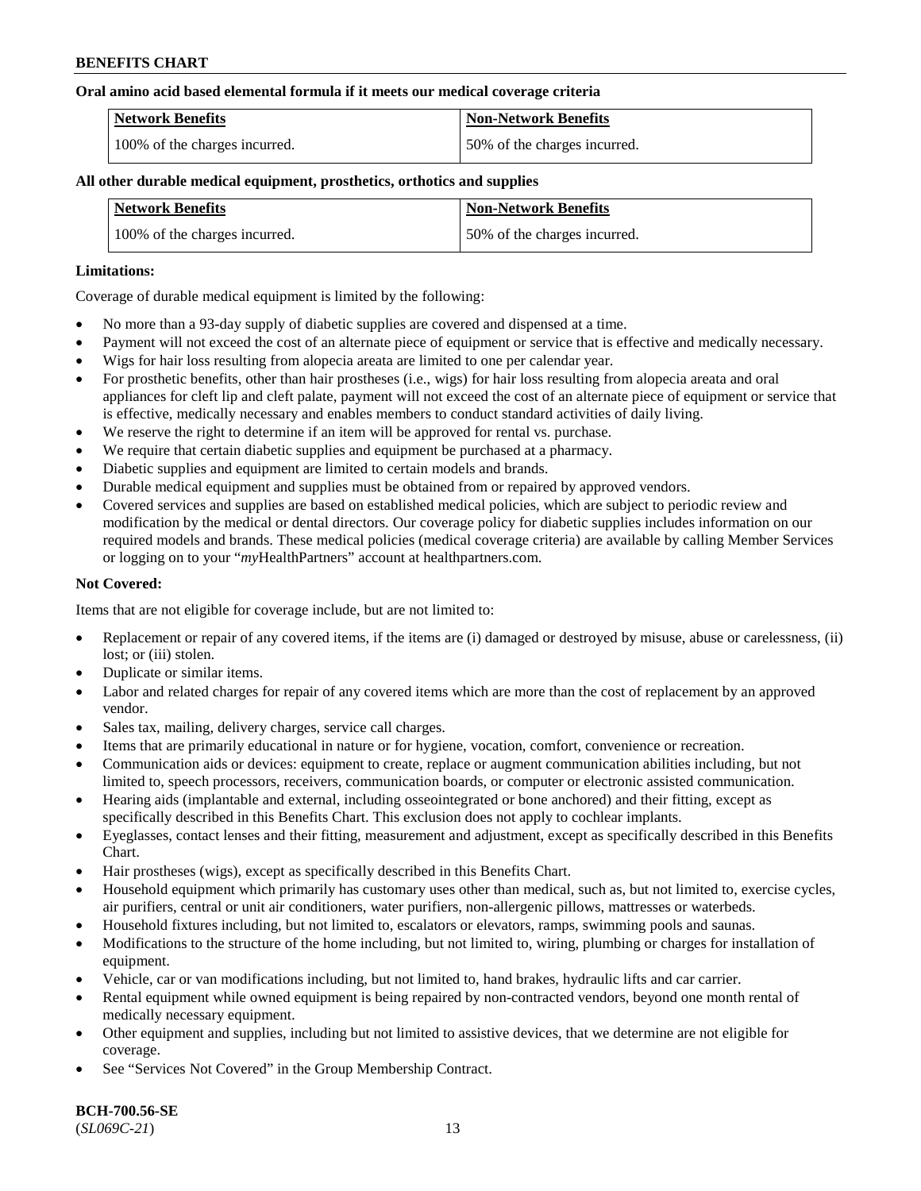**Oral amino acid based elemental formula if it meets our medical coverage criteria**

| Network Benefits | Non-Network Benefits |
| --- | --- |
| 100% of the charges incurred. | 50% of the charges incurred. |

**All other durable medical equipment, prosthetics, orthotics and supplies**

| Network Benefits | Non-Network Benefits |
| --- | --- |
| 100% of the charges incurred. | 50% of the charges incurred. |

**Limitations:**

Coverage of durable medical equipment is limited by the following:

- No more than a 93-day supply of diabetic supplies are covered and dispensed at a time.
- Payment will not exceed the cost of an alternate piece of equipment or service that is effective and medically necessary.
- Wigs for hair loss resulting from alopecia areata are limited to one per calendar year.
- For prosthetic benefits, other than hair prostheses (i.e., wigs) for hair loss resulting from alopecia areata and oral appliances for cleft lip and cleft palate, payment will not exceed the cost of an alternate piece of equipment or service that is effective, medically necessary and enables members to conduct standard activities of daily living.
- We reserve the right to determine if an item will be approved for rental vs. purchase.
- We require that certain diabetic supplies and equipment be purchased at a pharmacy.
- Diabetic supplies and equipment are limited to certain models and brands.
- Durable medical equipment and supplies must be obtained from or repaired by approved vendors.
- Covered services and supplies are based on established medical policies, which are subject to periodic review and modification by the medical or dental directors. Our coverage policy for diabetic supplies includes information on our required models and brands. These medical policies (medical coverage criteria) are available by calling Member Services or logging on to your "*my*HealthPartners" account at healthpartners.com.

**Not Covered:**

Items that are not eligible for coverage include, but are not limited to:

- Replacement or repair of any covered items, if the items are (i) damaged or destroyed by misuse, abuse or carelessness, (ii) lost; or (iii) stolen.
- Duplicate or similar items.
- Labor and related charges for repair of any covered items which are more than the cost of replacement by an approved vendor.
- Sales tax, mailing, delivery charges, service call charges.
- Items that are primarily educational in nature or for hygiene, vocation, comfort, convenience or recreation.
- Communication aids or devices: equipment to create, replace or augment communication abilities including, but not limited to, speech processors, receivers, communication boards, or computer or electronic assisted communication.
- Hearing aids (implantable and external, including osseointegrated or bone anchored) and their fitting, except as specifically described in this Benefits Chart. This exclusion does not apply to cochlear implants.
- Eyeglasses, contact lenses and their fitting, measurement and adjustment, except as specifically described in this Benefits Chart.
- Hair prostheses (wigs), except as specifically described in this Benefits Chart.
- Household equipment which primarily has customary uses other than medical, such as, but not limited to, exercise cycles, air purifiers, central or unit air conditioners, water purifiers, non-allergenic pillows, mattresses or waterbeds.
- Household fixtures including, but not limited to, escalators or elevators, ramps, swimming pools and saunas.
- Modifications to the structure of the home including, but not limited to, wiring, plumbing or charges for installation of equipment.
- Vehicle, car or van modifications including, but not limited to, hand brakes, hydraulic lifts and car carrier.
- Rental equipment while owned equipment is being repaired by non-contracted vendors, beyond one month rental of medically necessary equipment.
- Other equipment and supplies, including but not limited to assistive devices, that we determine are not eligible for coverage.
- See "Services Not Covered" in the Group Membership Contract.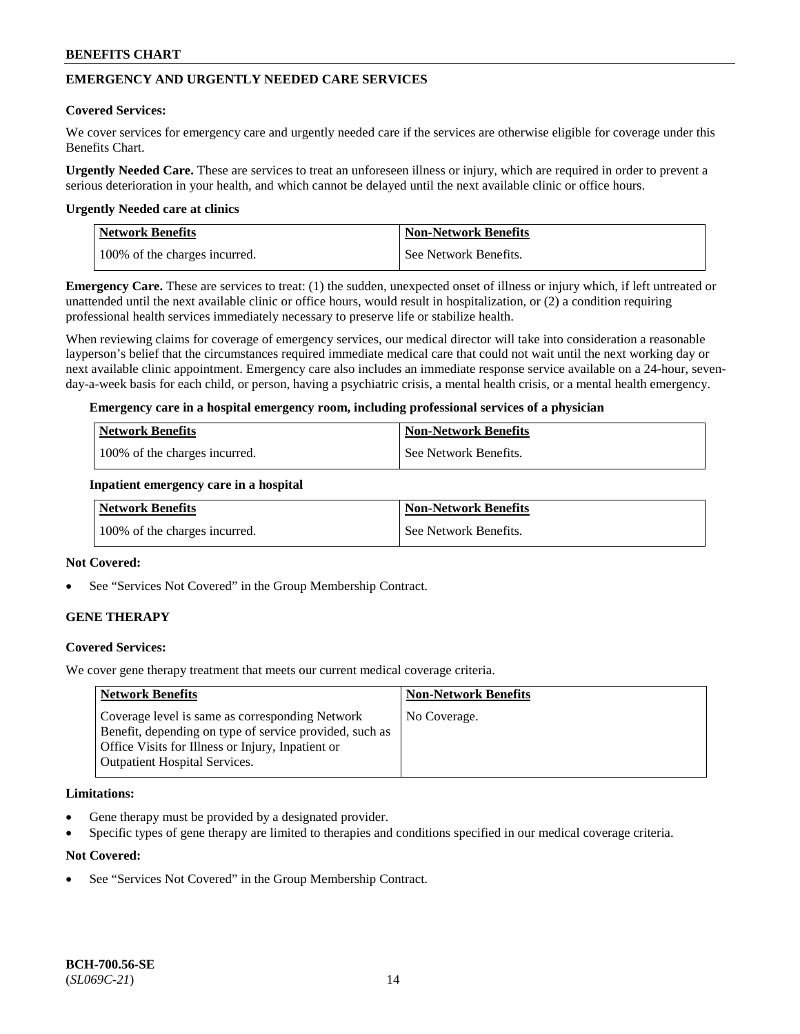## EMERGENCY AND URGENTLY NEEDED CARE SERVICES

**Covered Services:**

We cover services for emergency care and urgently needed care if the services are otherwise eligible for coverage under this Benefits Chart.

**Urgently Needed Care.** These are services to treat an unforeseen illness or injury, which are required in order to prevent a serious deterioration in your health, and which cannot be delayed until the next available clinic or office hours.

**Urgently Needed care at clinics**

| Network Benefits | Non-Network Benefits |
|---|---|
| 100% of the charges incurred. | See Network Benefits. |

**Emergency Care.** These are services to treat: (1) the sudden, unexpected onset of illness or injury which, if left untreated or unattended until the next available clinic or office hours, would result in hospitalization, or (2) a condition requiring professional health services immediately necessary to preserve life or stabilize health.

When reviewing claims for coverage of emergency services, our medical director will take into consideration a reasonable layperson's belief that the circumstances required immediate medical care that could not wait until the next working day or next available clinic appointment. Emergency care also includes an immediate response service available on a 24-hour, seven-day-a-week basis for each child, or person, having a psychiatric crisis, a mental health crisis, or a mental health emergency.

**Emergency care in a hospital emergency room, including professional services of a physician**

| Network Benefits | Non-Network Benefits |
|---|---|
| 100% of the charges incurred. | See Network Benefits. |

**Inpatient emergency care in a hospital**

| Network Benefits | Non-Network Benefits |
|---|---|
| 100% of the charges incurred. | See Network Benefits. |

**Not Covered:**

- See "Services Not Covered" in the Group Membership Contract.

## GENE THERAPY

**Covered Services:**

We cover gene therapy treatment that meets our current medical coverage criteria.

| Network Benefits | Non-Network Benefits |
|---|---|
| Coverage level is same as corresponding Network Benefit, depending on type of service provided, such as Office Visits for Illness or Injury, Inpatient or Outpatient Hospital Services. | No Coverage. |

**Limitations:**

- Gene therapy must be provided by a designated provider.
- Specific types of gene therapy are limited to therapies and conditions specified in our medical coverage criteria.

**Not Covered:**

- See "Services Not Covered" in the Group Membership Contract.

BCH-700.56-SE
(*SL069C-21*)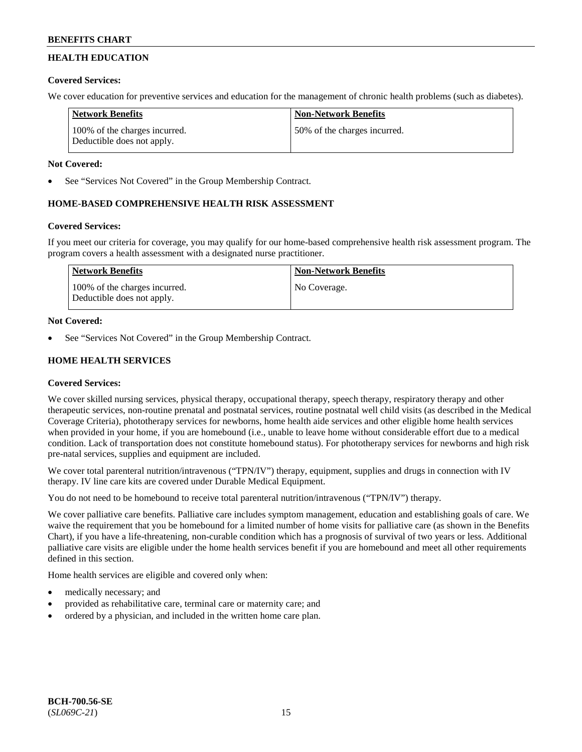## HEALTH EDUCATION

**Covered Services:**

We cover education for preventive services and education for the management of chronic health problems (such as diabetes).

| Network Benefits | Non-Network Benefits |
|---|---|
| 100% of the charges incurred. Deductible does not apply. | 50% of the charges incurred. |

**Not Covered:**

- See "Services Not Covered" in the Group Membership Contract.

## HOME-BASED COMPREHENSIVE HEALTH RISK ASSESSMENT

**Covered Services:**

If you meet our criteria for coverage, you may qualify for our home-based comprehensive health risk assessment program. The program covers a health assessment with a designated nurse practitioner.

| Network Benefits | Non-Network Benefits |
|---|---|
| 100% of the charges incurred. Deductible does not apply. | No Coverage. |

**Not Covered:**

- See "Services Not Covered" in the Group Membership Contract.

## HOME HEALTH SERVICES

**Covered Services:**

We cover skilled nursing services, physical therapy, occupational therapy, speech therapy, respiratory therapy and other therapeutic services, non-routine prenatal and postnatal services, routine postnatal well child visits (as described in the Medical Coverage Criteria), phototherapy services for newborns, home health aide services and other eligible home health services when provided in your home, if you are homebound (i.e., unable to leave home without considerable effort due to a medical condition. Lack of transportation does not constitute homebound status). For phototherapy services for newborns and high risk pre-natal services, supplies and equipment are included.

We cover total parenteral nutrition/intravenous ("TPN/IV") therapy, equipment, supplies and drugs in connection with IV therapy. IV line care kits are covered under Durable Medical Equipment.

You do not need to be homebound to receive total parenteral nutrition/intravenous ("TPN/IV") therapy.

We cover palliative care benefits. Palliative care includes symptom management, education and establishing goals of care. We waive the requirement that you be homebound for a limited number of home visits for palliative care (as shown in the Benefits Chart), if you have a life-threatening, non-curable condition which has a prognosis of survival of two years or less. Additional palliative care visits are eligible under the home health services benefit if you are homebound and meet all other requirements defined in this section.

Home health services are eligible and covered only when:

- medically necessary; and
- provided as rehabilitative care, terminal care or maternity care; and
- ordered by a physician, and included in the written home care plan.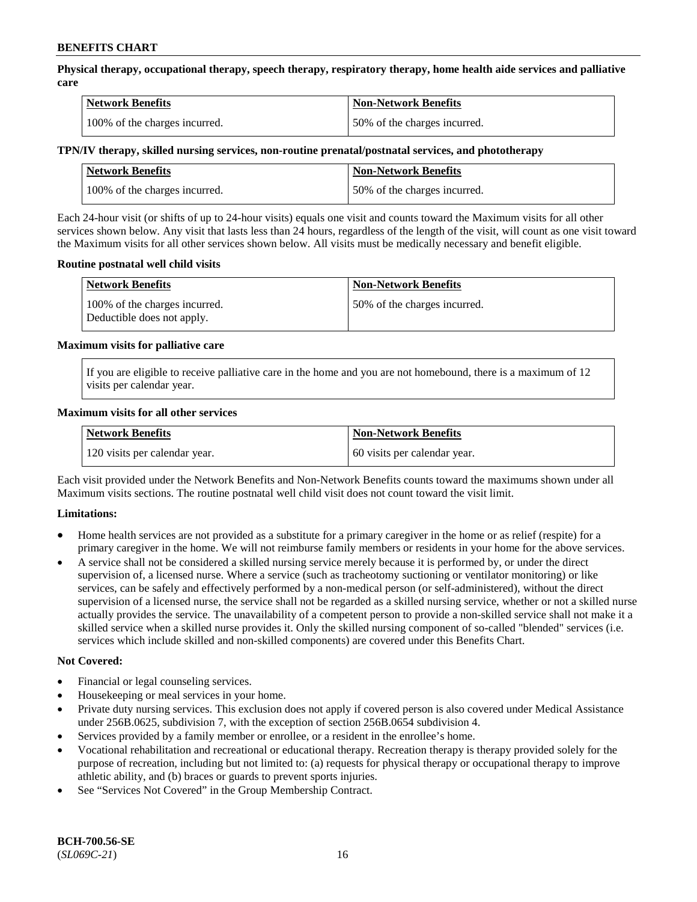**Physical therapy, occupational therapy, speech therapy, respiratory therapy, home health aide services and palliative care**

| Network Benefits | Non-Network Benefits |
| --- | --- |
| 100% of the charges incurred. | 50% of the charges incurred. |

**TPN/IV therapy, skilled nursing services, non-routine prenatal/postnatal services, and phototherapy**

| Network Benefits | Non-Network Benefits |
| --- | --- |
| 100% of the charges incurred. | 50% of the charges incurred. |

Each 24-hour visit (or shifts of up to 24-hour visits) equals one visit and counts toward the Maximum visits for all other services shown below. Any visit that lasts less than 24 hours, regardless of the length of the visit, will count as one visit toward the Maximum visits for all other services shown below. All visits must be medically necessary and benefit eligible.

**Routine postnatal well child visits**

| Network Benefits | Non-Network Benefits |
| --- | --- |
| 100% of the charges incurred. Deductible does not apply. | 50% of the charges incurred. |

**Maximum visits for palliative care**

If you are eligible to receive palliative care in the home and you are not homebound, there is a maximum of 12 visits per calendar year.

**Maximum visits for all other services**

| Network Benefits | Non-Network Benefits |
| --- | --- |
| 120 visits per calendar year. | 60 visits per calendar year. |

Each visit provided under the Network Benefits and Non-Network Benefits counts toward the maximums shown under all Maximum visits sections. The routine postnatal well child visit does not count toward the visit limit.

**Limitations:**

- Home health services are not provided as a substitute for a primary caregiver in the home or as relief (respite) for a primary caregiver in the home. We will not reimburse family members or residents in your home for the above services.
- A service shall not be considered a skilled nursing service merely because it is performed by, or under the direct supervision of, a licensed nurse. Where a service (such as tracheotomy suctioning or ventilator monitoring) or like services, can be safely and effectively performed by a non-medical person (or self-administered), without the direct supervision of a licensed nurse, the service shall not be regarded as a skilled nursing service, whether or not a skilled nurse actually provides the service. The unavailability of a competent person to provide a non-skilled service shall not make it a skilled service when a skilled nurse provides it. Only the skilled nursing component of so-called "blended" services (i.e. services which include skilled and non-skilled components) are covered under this Benefits Chart.

**Not Covered:**

- Financial or legal counseling services.
- Housekeeping or meal services in your home.
- Private duty nursing services. This exclusion does not apply if covered person is also covered under Medical Assistance under 256B.0625, subdivision 7, with the exception of section 256B.0654 subdivision 4.
- Services provided by a family member or enrollee, or a resident in the enrollee's home.
- Vocational rehabilitation and recreational or educational therapy. Recreation therapy is therapy provided solely for the purpose of recreation, including but not limited to: (a) requests for physical therapy or occupational therapy to improve athletic ability, and (b) braces or guards to prevent sports injuries.
- See "Services Not Covered" in the Group Membership Contract.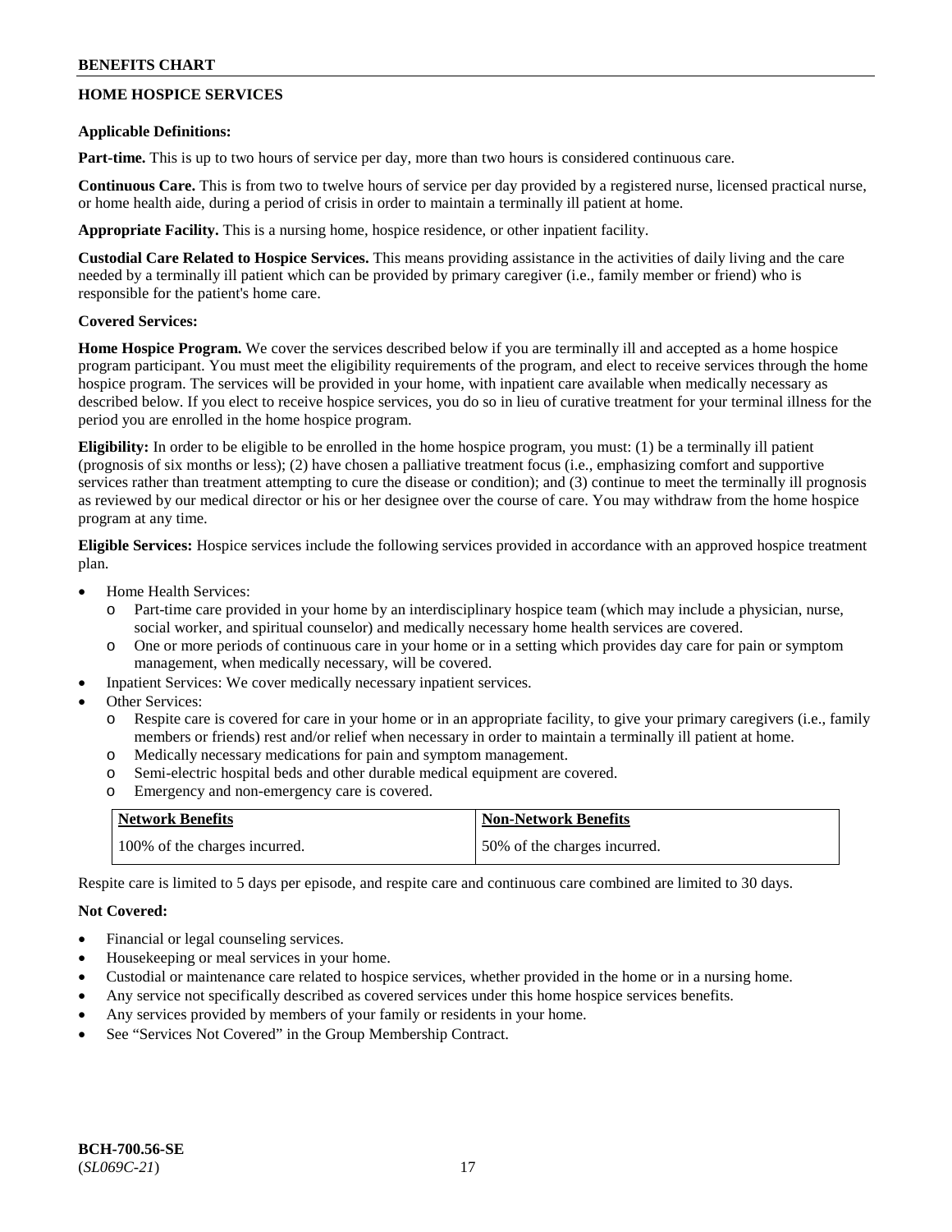## HOME HOSPICE SERVICES

**Applicable Definitions:**

**Part-time.** This is up to two hours of service per day, more than two hours is considered continuous care.

**Continuous Care.** This is from two to twelve hours of service per day provided by a registered nurse, licensed practical nurse, or home health aide, during a period of crisis in order to maintain a terminally ill patient at home.

**Appropriate Facility.** This is a nursing home, hospice residence, or other inpatient facility.

**Custodial Care Related to Hospice Services.** This means providing assistance in the activities of daily living and the care needed by a terminally ill patient which can be provided by primary caregiver (i.e., family member or friend) who is responsible for the patient's home care.

**Covered Services:**

**Home Hospice Program.** We cover the services described below if you are terminally ill and accepted as a home hospice program participant. You must meet the eligibility requirements of the program, and elect to receive services through the home hospice program. The services will be provided in your home, with inpatient care available when medically necessary as described below. If you elect to receive hospice services, you do so in lieu of curative treatment for your terminal illness for the period you are enrolled in the home hospice program.

**Eligibility:** In order to be eligible to be enrolled in the home hospice program, you must: (1) be a terminally ill patient (prognosis of six months or less); (2) have chosen a palliative treatment focus (i.e., emphasizing comfort and supportive services rather than treatment attempting to cure the disease or condition); and (3) continue to meet the terminally ill prognosis as reviewed by our medical director or his or her designee over the course of care. You may withdraw from the home hospice program at any time.

**Eligible Services:** Hospice services include the following services provided in accordance with an approved hospice treatment plan.

- Home Health Services:
  - Part-time care provided in your home by an interdisciplinary hospice team (which may include a physician, nurse, social worker, and spiritual counselor) and medically necessary home health services are covered.
  - One or more periods of continuous care in your home or in a setting which provides day care for pain or symptom management, when medically necessary, will be covered.
- Inpatient Services: We cover medically necessary inpatient services.
- Other Services:
  - Respite care is covered for care in your home or in an appropriate facility, to give your primary caregivers (i.e., family members or friends) rest and/or relief when necessary in order to maintain a terminally ill patient at home.
  - Medically necessary medications for pain and symptom management.
  - Semi-electric hospital beds and other durable medical equipment are covered.
  - Emergency and non-emergency care is covered.

| Network Benefits | Non-Network Benefits |
|---|---|
| 100% of the charges incurred. | 50% of the charges incurred. |

Respite care is limited to 5 days per episode, and respite care and continuous care combined are limited to 30 days.

**Not Covered:**

- Financial or legal counseling services.
- Housekeeping or meal services in your home.
- Custodial or maintenance care related to hospice services, whether provided in the home or in a nursing home.
- Any service not specifically described as covered services under this home hospice services benefits.
- Any services provided by members of your family or residents in your home.
- See "Services Not Covered" in the Group Membership Contract.

**BCH-700.56-SE**
(*SL069C-21*)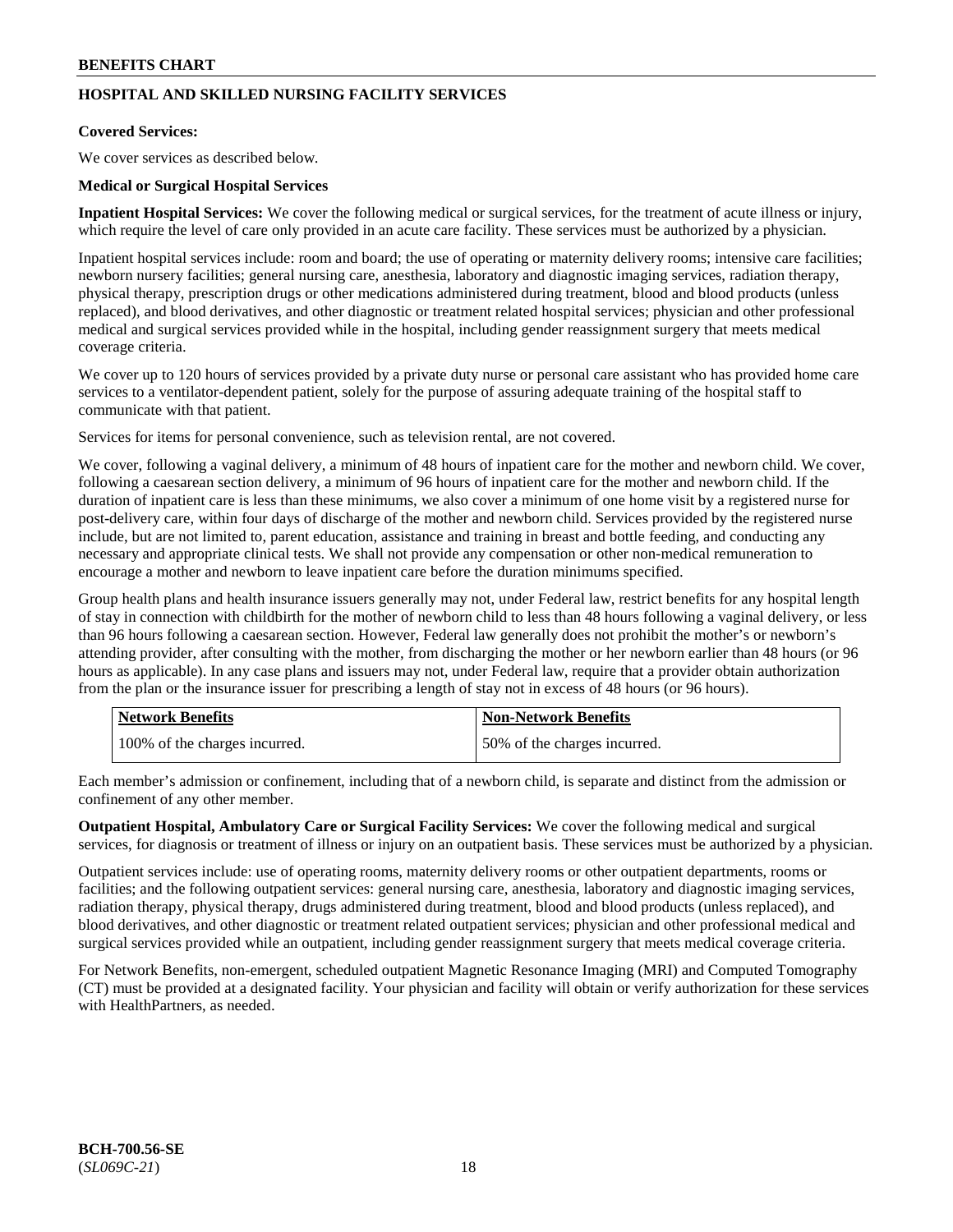## HOSPITAL AND SKILLED NURSING FACILITY SERVICES

**Covered Services:**

We cover services as described below.

**Medical or Surgical Hospital Services**

**Inpatient Hospital Services:** We cover the following medical or surgical services, for the treatment of acute illness or injury, which require the level of care only provided in an acute care facility. These services must be authorized by a physician.

Inpatient hospital services include: room and board; the use of operating or maternity delivery rooms; intensive care facilities; newborn nursery facilities; general nursing care, anesthesia, laboratory and diagnostic imaging services, radiation therapy, physical therapy, prescription drugs or other medications administered during treatment, blood and blood products (unless replaced), and blood derivatives, and other diagnostic or treatment related hospital services; physician and other professional medical and surgical services provided while in the hospital, including gender reassignment surgery that meets medical coverage criteria.

We cover up to 120 hours of services provided by a private duty nurse or personal care assistant who has provided home care services to a ventilator-dependent patient, solely for the purpose of assuring adequate training of the hospital staff to communicate with that patient.

Services for items for personal convenience, such as television rental, are not covered.

We cover, following a vaginal delivery, a minimum of 48 hours of inpatient care for the mother and newborn child. We cover, following a caesarean section delivery, a minimum of 96 hours of inpatient care for the mother and newborn child. If the duration of inpatient care is less than these minimums, we also cover a minimum of one home visit by a registered nurse for post-delivery care, within four days of discharge of the mother and newborn child. Services provided by the registered nurse include, but are not limited to, parent education, assistance and training in breast and bottle feeding, and conducting any necessary and appropriate clinical tests. We shall not provide any compensation or other non-medical remuneration to encourage a mother and newborn to leave inpatient care before the duration minimums specified.

Group health plans and health insurance issuers generally may not, under Federal law, restrict benefits for any hospital length of stay in connection with childbirth for the mother of newborn child to less than 48 hours following a vaginal delivery, or less than 96 hours following a caesarean section. However, Federal law generally does not prohibit the mother's or newborn's attending provider, after consulting with the mother, from discharging the mother or her newborn earlier than 48 hours (or 96 hours as applicable). In any case plans and issuers may not, under Federal law, require that a provider obtain authorization from the plan or the insurance issuer for prescribing a length of stay not in excess of 48 hours (or 96 hours).

| Network Benefits | Non-Network Benefits |
|---|---|
| 100% of the charges incurred. | 50% of the charges incurred. |

Each member's admission or confinement, including that of a newborn child, is separate and distinct from the admission or confinement of any other member.

**Outpatient Hospital, Ambulatory Care or Surgical Facility Services:** We cover the following medical and surgical services, for diagnosis or treatment of illness or injury on an outpatient basis. These services must be authorized by a physician.

Outpatient services include: use of operating rooms, maternity delivery rooms or other outpatient departments, rooms or facilities; and the following outpatient services: general nursing care, anesthesia, laboratory and diagnostic imaging services, radiation therapy, physical therapy, drugs administered during treatment, blood and blood products (unless replaced), and blood derivatives, and other diagnostic or treatment related outpatient services; physician and other professional medical and surgical services provided while an outpatient, including gender reassignment surgery that meets medical coverage criteria.

For Network Benefits, non-emergent, scheduled outpatient Magnetic Resonance Imaging (MRI) and Computed Tomography (CT) must be provided at a designated facility. Your physician and facility will obtain or verify authorization for these services with HealthPartners, as needed.

**BCH-700.56-SE**
(*SL069C-21*)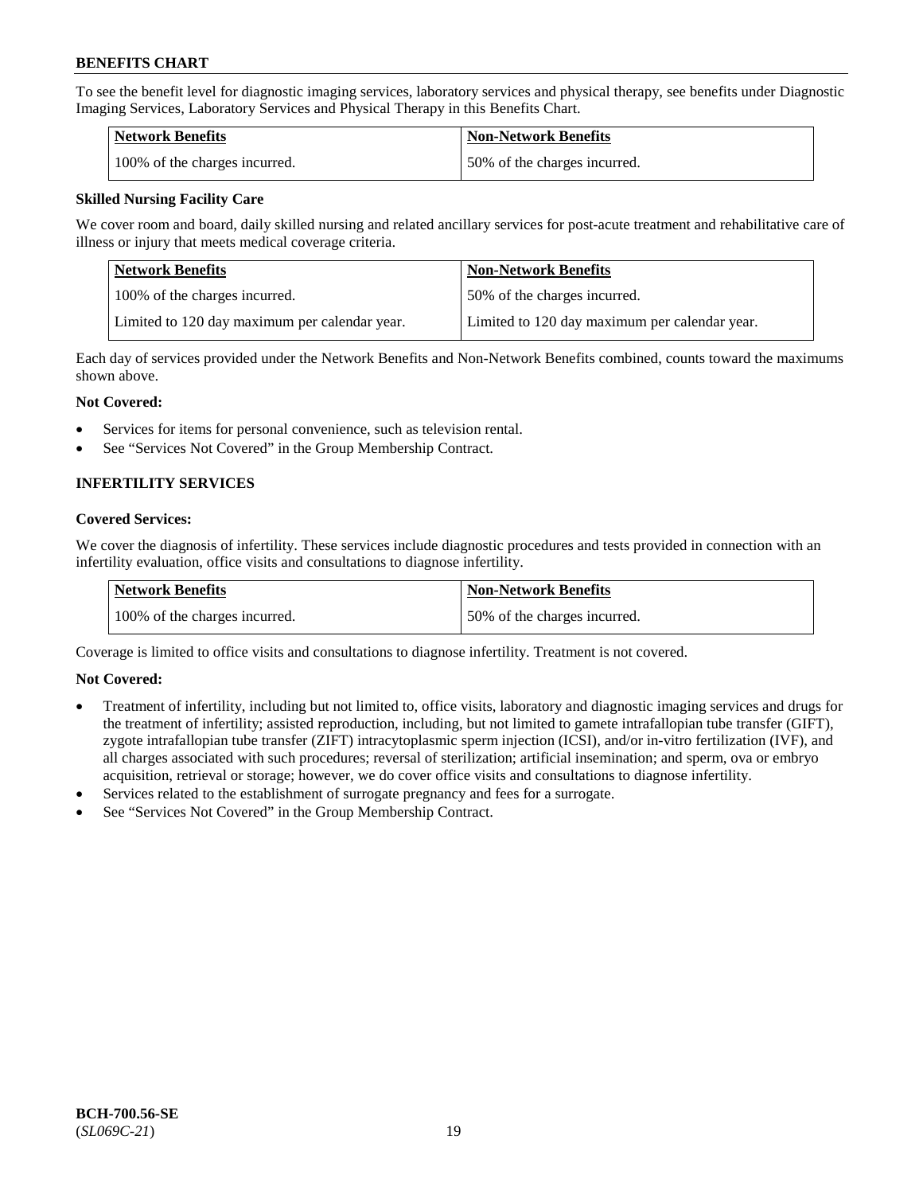To see the benefit level for diagnostic imaging services, laboratory services and physical therapy, see benefits under Diagnostic Imaging Services, Laboratory Services and Physical Therapy in this Benefits Chart.

| Network Benefits | Non-Network Benefits |
|---|---|
| 100% of the charges incurred. | 50% of the charges incurred. |

**Skilled Nursing Facility Care**

We cover room and board, daily skilled nursing and related ancillary services for post-acute treatment and rehabilitative care of illness or injury that meets medical coverage criteria.

| Network Benefits | Non-Network Benefits |
|---|---|
| 100% of the charges incurred. | 50% of the charges incurred. |
| Limited to 120 day maximum per calendar year. | Limited to 120 day maximum per calendar year. |

Each day of services provided under the Network Benefits and Non-Network Benefits combined, counts toward the maximums shown above.

**Not Covered:**

- Services for items for personal convenience, such as television rental.
- See "Services Not Covered" in the Group Membership Contract.

## INFERTILITY SERVICES

**Covered Services:**

We cover the diagnosis of infertility. These services include diagnostic procedures and tests provided in connection with an infertility evaluation, office visits and consultations to diagnose infertility.

| Network Benefits | Non-Network Benefits |
|---|---|
| 100% of the charges incurred. | 50% of the charges incurred. |

Coverage is limited to office visits and consultations to diagnose infertility. Treatment is not covered.

**Not Covered:**

- Treatment of infertility, including but not limited to, office visits, laboratory and diagnostic imaging services and drugs for the treatment of infertility; assisted reproduction, including, but not limited to gamete intrafallopian tube transfer (GIFT), zygote intrafallopian tube transfer (ZIFT) intracytoplasmic sperm injection (ICSI), and/or in-vitro fertilization (IVF), and all charges associated with such procedures; reversal of sterilization; artificial insemination; and sperm, ova or embryo acquisition, retrieval or storage; however, we do cover office visits and consultations to diagnose infertility.
- Services related to the establishment of surrogate pregnancy and fees for a surrogate.
- See "Services Not Covered" in the Group Membership Contract.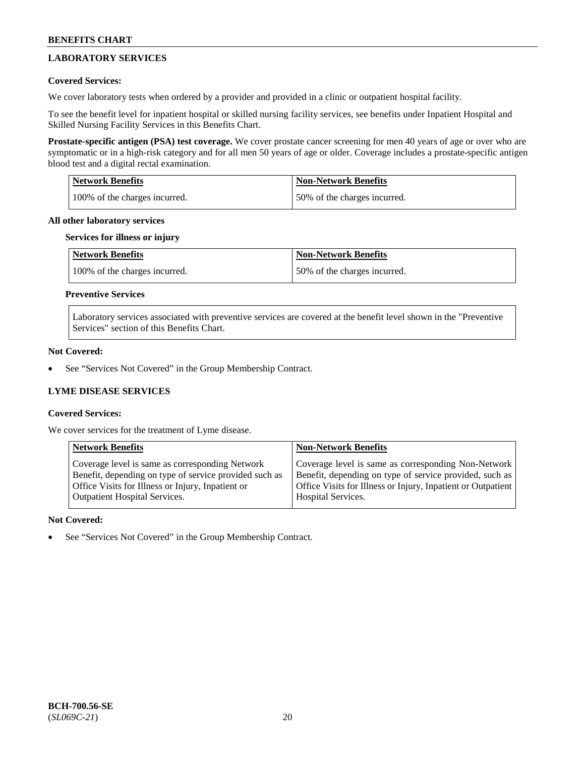## LABORATORY SERVICES

**Covered Services:**

We cover laboratory tests when ordered by a provider and provided in a clinic or outpatient hospital facility.

To see the benefit level for inpatient hospital or skilled nursing facility services, see benefits under Inpatient Hospital and Skilled Nursing Facility Services in this Benefits Chart.

**Prostate-specific antigen (PSA) test coverage.** We cover prostate cancer screening for men 40 years of age or over who are symptomatic or in a high-risk category and for all men 50 years of age or older. Coverage includes a prostate-specific antigen blood test and a digital rectal examination.

| Network Benefits | Non-Network Benefits |
|---|---|
| 100% of the charges incurred. | 50% of the charges incurred. |

**All other laboratory services**

**Services for illness or injury**

| Network Benefits | Non-Network Benefits |
|---|---|
| 100% of the charges incurred. | 50% of the charges incurred. |

**Preventive Services**

Laboratory services associated with preventive services are covered at the benefit level shown in the "Preventive Services" section of this Benefits Chart.

**Not Covered:**

- See "Services Not Covered" in the Group Membership Contract.

## LYME DISEASE SERVICES

**Covered Services:**

We cover services for the treatment of Lyme disease.

| Network Benefits | Non-Network Benefits |
|---|---|
| Coverage level is same as corresponding Network Benefit, depending on type of service provided such as Office Visits for Illness or Injury, Inpatient or Outpatient Hospital Services. | Coverage level is same as corresponding Non-Network Benefit, depending on type of service provided, such as Office Visits for Illness or Injury, Inpatient or Outpatient Hospital Services. |

**Not Covered:**

- See "Services Not Covered" in the Group Membership Contract.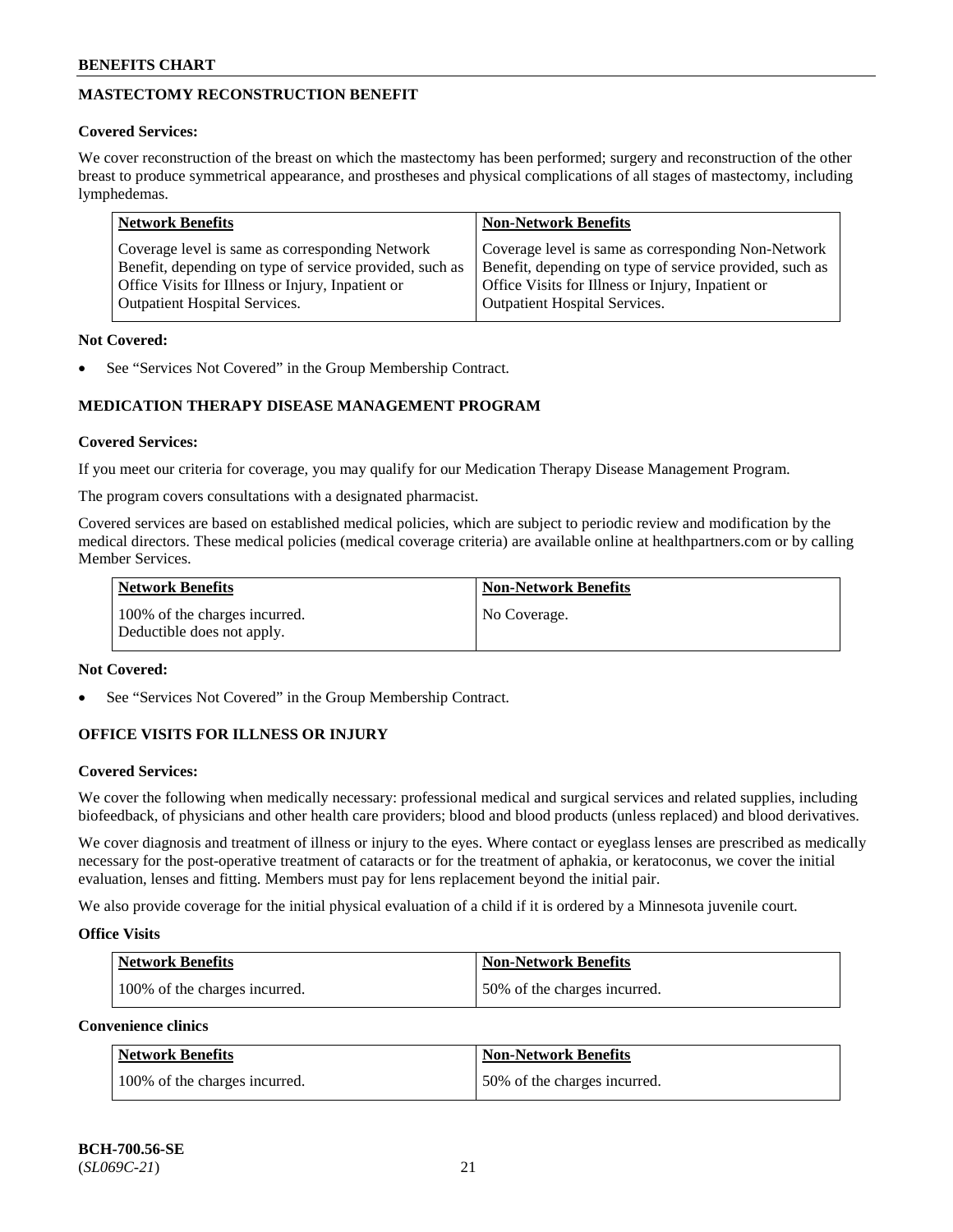## MASTECTOMY RECONSTRUCTION BENEFIT

**Covered Services:**

We cover reconstruction of the breast on which the mastectomy has been performed; surgery and reconstruction of the other breast to produce symmetrical appearance, and prostheses and physical complications of all stages of mastectomy, including lymphedemas.

| Network Benefits | Non-Network Benefits |
|---|---|
| Coverage level is same as corresponding Network Benefit, depending on type of service provided, such as Office Visits for Illness or Injury, Inpatient or Outpatient Hospital Services. | Coverage level is same as corresponding Non-Network Benefit, depending on type of service provided, such as Office Visits for Illness or Injury, Inpatient or Outpatient Hospital Services. |

**Not Covered:**

- See "Services Not Covered" in the Group Membership Contract.

## MEDICATION THERAPY DISEASE MANAGEMENT PROGRAM

**Covered Services:**

If you meet our criteria for coverage, you may qualify for our Medication Therapy Disease Management Program.

The program covers consultations with a designated pharmacist.

Covered services are based on established medical policies, which are subject to periodic review and modification by the medical directors. These medical policies (medical coverage criteria) are available online at healthpartners.com or by calling Member Services.

| Network Benefits | Non-Network Benefits |
|---|---|
| 100% of the charges incurred. Deductible does not apply. | No Coverage. |

**Not Covered:**

- See "Services Not Covered" in the Group Membership Contract.

## OFFICE VISITS FOR ILLNESS OR INJURY

**Covered Services:**

We cover the following when medically necessary: professional medical and surgical services and related supplies, including biofeedback, of physicians and other health care providers; blood and blood products (unless replaced) and blood derivatives.

We cover diagnosis and treatment of illness or injury to the eyes. Where contact or eyeglass lenses are prescribed as medically necessary for the post-operative treatment of cataracts or for the treatment of aphakia, or keratoconus, we cover the initial evaluation, lenses and fitting. Members must pay for lens replacement beyond the initial pair.

We also provide coverage for the initial physical evaluation of a child if it is ordered by a Minnesota juvenile court.

**Office Visits**

| Network Benefits | Non-Network Benefits |
|---|---|
| 100% of the charges incurred. | 50% of the charges incurred. |

**Convenience clinics**

| Network Benefits | Non-Network Benefits |
|---|---|
| 100% of the charges incurred. | 50% of the charges incurred. |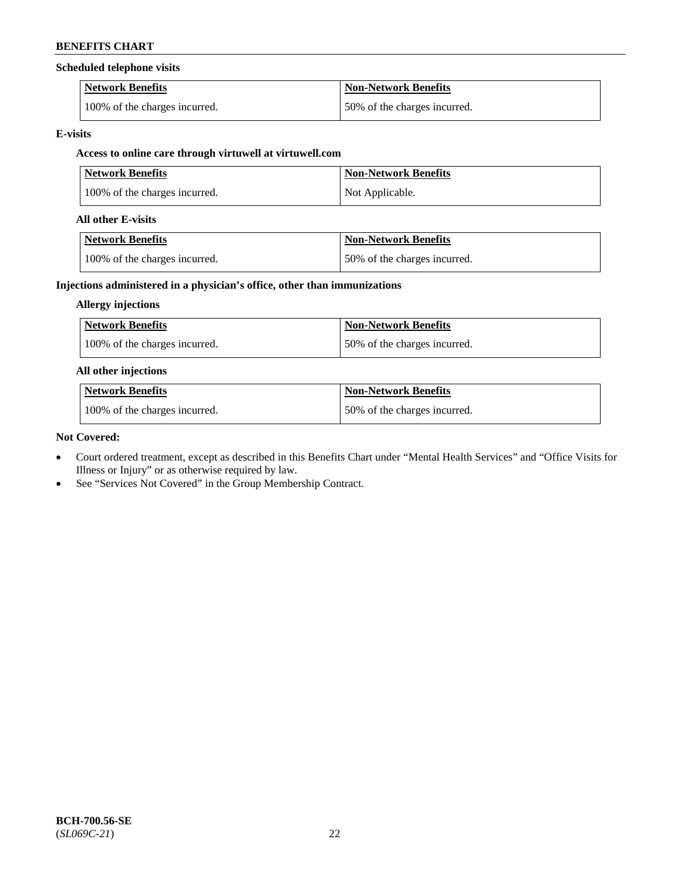**Scheduled telephone visits**

| Network Benefits | Non-Network Benefits |
|---|---|
| 100% of the charges incurred. | 50% of the charges incurred. |

**E-visits**

**Access to online care through virtuwell at virtuwell.com**

| Network Benefits | Non-Network Benefits |
|---|---|
| 100% of the charges incurred. | Not Applicable. |

**All other E-visits**

| Network Benefits | Non-Network Benefits |
|---|---|
| 100% of the charges incurred. | 50% of the charges incurred. |

**Injections administered in a physician's office, other than immunizations**

**Allergy injections**

| Network Benefits | Non-Network Benefits |
|---|---|
| 100% of the charges incurred. | 50% of the charges incurred. |

**All other injections**

| Network Benefits | Non-Network Benefits |
|---|---|
| 100% of the charges incurred. | 50% of the charges incurred. |

**Not Covered:**

- Court ordered treatment, except as described in this Benefits Chart under "Mental Health Services" and "Office Visits for Illness or Injury" or as otherwise required by law.
- See "Services Not Covered" in the Group Membership Contract.

**BCH-700.56-SE**
(*SL069C-21*)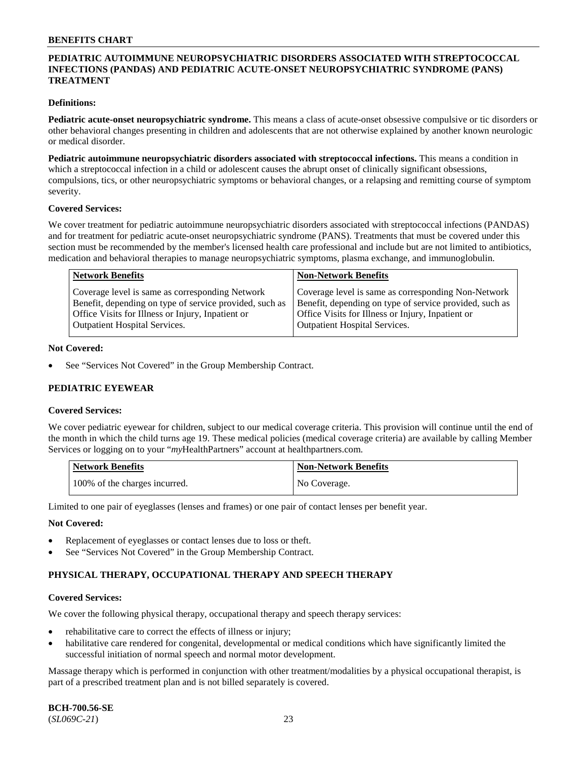## PEDIATRIC AUTOIMMUNE NEUROPSYCHIATRIC DISORDERS ASSOCIATED WITH STREPTOCOCCAL INFECTIONS (PANDAS) AND PEDIATRIC ACUTE-ONSET NEUROPSYCHIATRIC SYNDROME (PANS) TREATMENT

**Definitions:**

**Pediatric acute-onset neuropsychiatric syndrome.** This means a class of acute-onset obsessive compulsive or tic disorders or other behavioral changes presenting in children and adolescents that are not otherwise explained by another known neurologic or medical disorder.

**Pediatric autoimmune neuropsychiatric disorders associated with streptococcal infections.** This means a condition in which a streptococcal infection in a child or adolescent causes the abrupt onset of clinically significant obsessions, compulsions, tics, or other neuropsychiatric symptoms or behavioral changes, or a relapsing and remitting course of symptom severity.

**Covered Services:**

We cover treatment for pediatric autoimmune neuropsychiatric disorders associated with streptococcal infections (PANDAS) and for treatment for pediatric acute-onset neuropsychiatric syndrome (PANS). Treatments that must be covered under this section must be recommended by the member's licensed health care professional and include but are not limited to antibiotics, medication and behavioral therapies to manage neuropsychiatric symptoms, plasma exchange, and immunoglobulin.

| Network Benefits | Non-Network Benefits |
|---|---|
| Coverage level is same as corresponding Network Benefit, depending on type of service provided, such as Office Visits for Illness or Injury, Inpatient or Outpatient Hospital Services. | Coverage level is same as corresponding Non-Network Benefit, depending on type of service provided, such as Office Visits for Illness or Injury, Inpatient or Outpatient Hospital Services. |

**Not Covered:**

- See "Services Not Covered" in the Group Membership Contract.

## PEDIATRIC EYEWEAR

**Covered Services:**

We cover pediatric eyewear for children, subject to our medical coverage criteria. This provision will continue until the end of the month in which the child turns age 19. These medical policies (medical coverage criteria) are available by calling Member Services or logging on to your "*my*HealthPartners" account at healthpartners.com.

| Network Benefits | Non-Network Benefits |
|---|---|
| 100% of the charges incurred. | No Coverage. |

Limited to one pair of eyeglasses (lenses and frames) or one pair of contact lenses per benefit year.

**Not Covered:**

- Replacement of eyeglasses or contact lenses due to loss or theft.
- See "Services Not Covered" in the Group Membership Contract.

## PHYSICAL THERAPY, OCCUPATIONAL THERAPY AND SPEECH THERAPY

**Covered Services:**

We cover the following physical therapy, occupational therapy and speech therapy services:

- rehabilitative care to correct the effects of illness or injury;
- habilitative care rendered for congenital, developmental or medical conditions which have significantly limited the successful initiation of normal speech and normal motor development.

Massage therapy which is performed in conjunction with other treatment/modalities by a physical occupational therapist, is part of a prescribed treatment plan and is not billed separately is covered.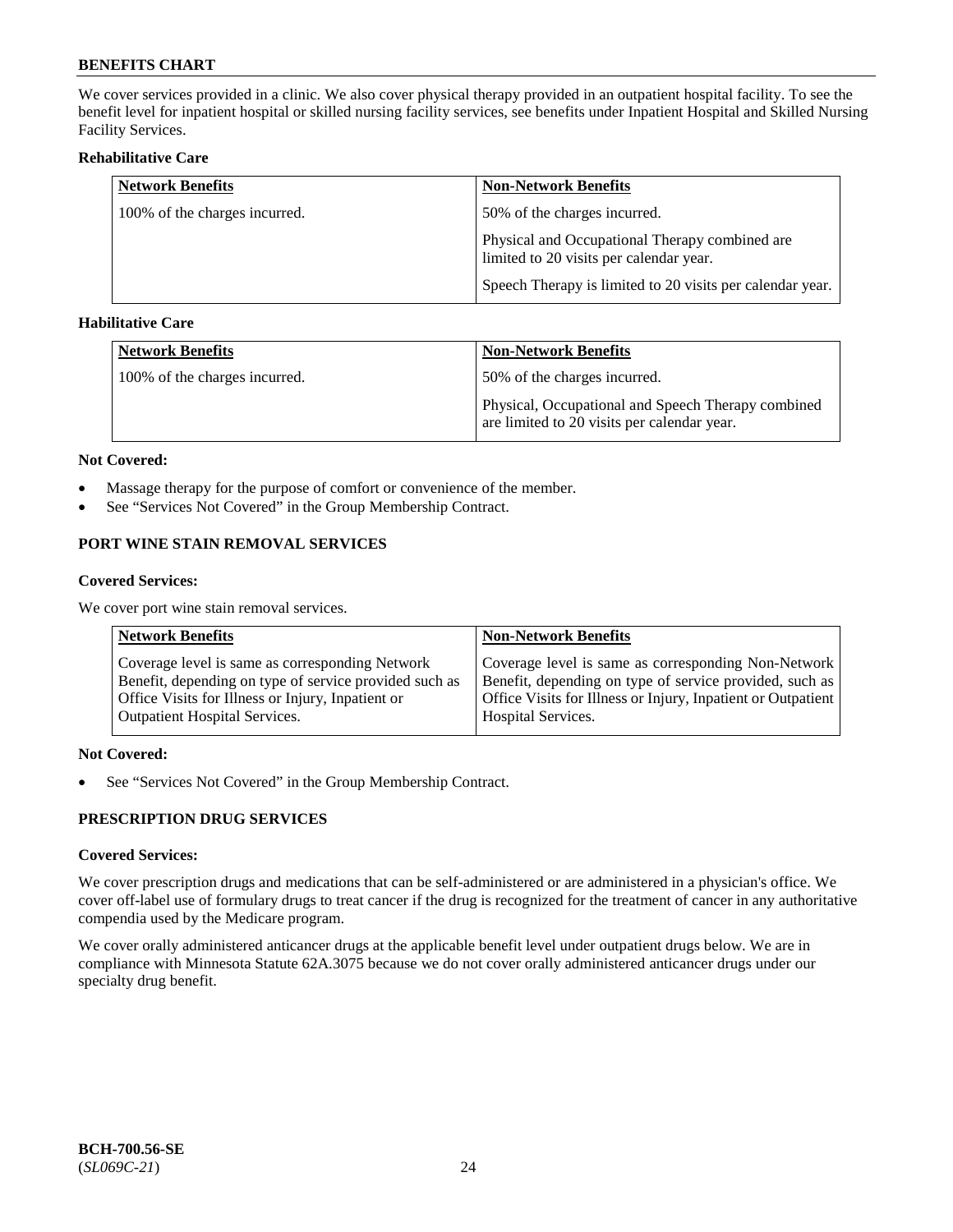We cover services provided in a clinic. We also cover physical therapy provided in an outpatient hospital facility. To see the benefit level for inpatient hospital or skilled nursing facility services, see benefits under Inpatient Hospital and Skilled Nursing Facility Services.

**Rehabilitative Care**

| Network Benefits | Non-Network Benefits |
|---|---|
| 100% of the charges incurred. | 50% of the charges incurred.<br><br>Physical and Occupational Therapy combined are limited to 20 visits per calendar year.<br><br>Speech Therapy is limited to 20 visits per calendar year. |

**Habilitative Care**

| Network Benefits | Non-Network Benefits |
|---|---|
| 100% of the charges incurred. | 50% of the charges incurred.<br><br>Physical, Occupational and Speech Therapy combined are limited to 20 visits per calendar year. |

**Not Covered:**

- Massage therapy for the purpose of comfort or convenience of the member.
- See "Services Not Covered" in the Group Membership Contract.

## PORT WINE STAIN REMOVAL SERVICES

**Covered Services:**

We cover port wine stain removal services.

| Network Benefits | Non-Network Benefits |
|---|---|
| Coverage level is same as corresponding Network Benefit, depending on type of service provided such as Office Visits for Illness or Injury, Inpatient or Outpatient Hospital Services. | Coverage level is same as corresponding Non-Network Benefit, depending on type of service provided, such as Office Visits for Illness or Injury, Inpatient or Outpatient Hospital Services. |

**Not Covered:**

- See "Services Not Covered" in the Group Membership Contract.

## PRESCRIPTION DRUG SERVICES

**Covered Services:**

We cover prescription drugs and medications that can be self-administered or are administered in a physician's office. We cover off-label use of formulary drugs to treat cancer if the drug is recognized for the treatment of cancer in any authoritative compendia used by the Medicare program.

We cover orally administered anticancer drugs at the applicable benefit level under outpatient drugs below. We are in compliance with Minnesota Statute 62A.3075 because we do not cover orally administered anticancer drugs under our specialty drug benefit.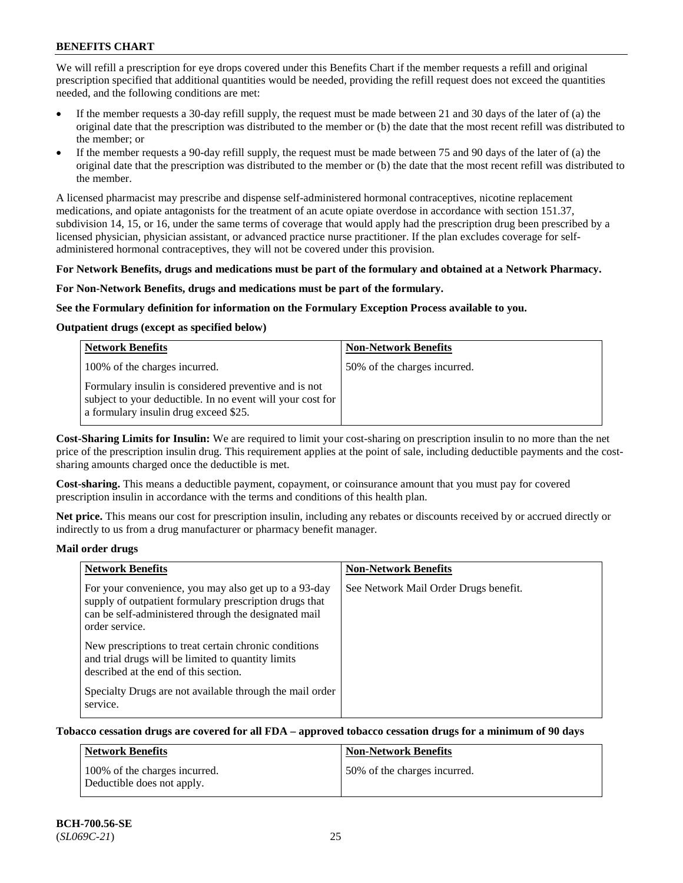We will refill a prescription for eye drops covered under this Benefits Chart if the member requests a refill and original prescription specified that additional quantities would be needed, providing the refill request does not exceed the quantities needed, and the following conditions are met:

- If the member requests a 30-day refill supply, the request must be made between 21 and 30 days of the later of (a) the original date that the prescription was distributed to the member or (b) the date that the most recent refill was distributed to the member; or
- If the member requests a 90-day refill supply, the request must be made between 75 and 90 days of the later of (a) the original date that the prescription was distributed to the member or (b) the date that the most recent refill was distributed to the member.

A licensed pharmacist may prescribe and dispense self-administered hormonal contraceptives, nicotine replacement medications, and opiate antagonists for the treatment of an acute opiate overdose in accordance with section 151.37, subdivision 14, 15, or 16, under the same terms of coverage that would apply had the prescription drug been prescribed by a licensed physician, physician assistant, or advanced practice nurse practitioner. If the plan excludes coverage for self-administered hormonal contraceptives, they will not be covered under this provision.

**For Network Benefits, drugs and medications must be part of the formulary and obtained at a Network Pharmacy.**

**For Non-Network Benefits, drugs and medications must be part of the formulary.**

**See the Formulary definition for information on the Formulary Exception Process available to you.**

**Outpatient drugs (except as specified below)**

| Network Benefits | Non-Network Benefits |
|---|---|
| 100% of the charges incurred.<br><br>Formulary insulin is considered preventive and is not subject to your deductible. In no event will your cost for a formulary insulin drug exceed $25. | 50% of the charges incurred. |

**Cost-Sharing Limits for Insulin:** We are required to limit your cost-sharing on prescription insulin to no more than the net price of the prescription insulin drug. This requirement applies at the point of sale, including deductible payments and the cost-sharing amounts charged once the deductible is met.

**Cost-sharing.** This means a deductible payment, copayment, or coinsurance amount that you must pay for covered prescription insulin in accordance with the terms and conditions of this health plan.

**Net price.** This means our cost for prescription insulin, including any rebates or discounts received by or accrued directly or indirectly to us from a drug manufacturer or pharmacy benefit manager.

**Mail order drugs**

| Network Benefits | Non-Network Benefits |
|---|---|
| For your convenience, you may also get up to a 93-day supply of outpatient formulary prescription drugs that can be self-administered through the designated mail order service.<br><br>New prescriptions to treat certain chronic conditions and trial drugs will be limited to quantity limits described at the end of this section.<br><br>Specialty Drugs are not available through the mail order service. | See Network Mail Order Drugs benefit. |

**Tobacco cessation drugs are covered for all FDA – approved tobacco cessation drugs for a minimum of 90 days**

| Network Benefits | Non-Network Benefits |
|---|---|
| 100% of the charges incurred.<br>Deductible does not apply. | 50% of the charges incurred. |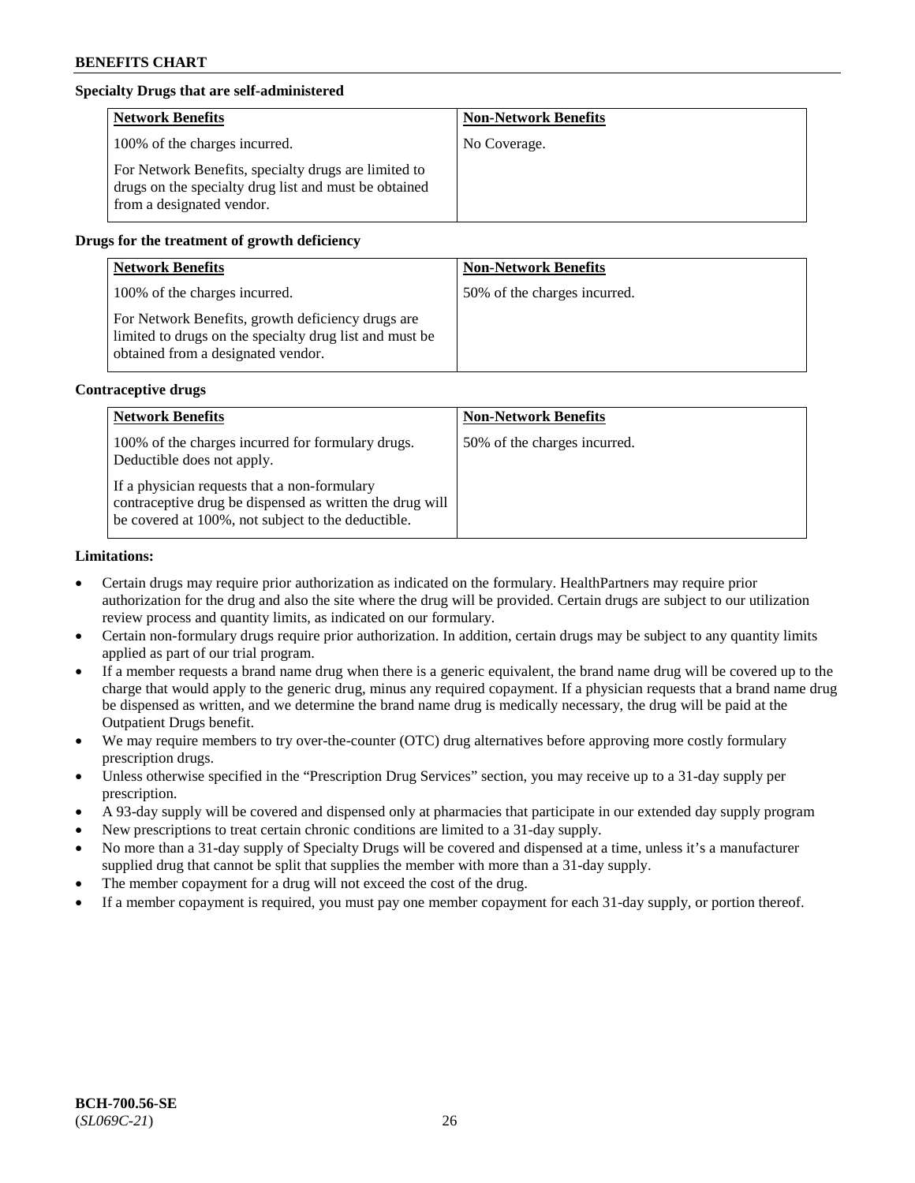**Specialty Drugs that are self-administered**

| Network Benefits | Non-Network Benefits |
|---|---|
| 100% of the charges incurred.<br><br>For Network Benefits, specialty drugs are limited to drugs on the specialty drug list and must be obtained from a designated vendor. | No Coverage. |

**Drugs for the treatment of growth deficiency**

| Network Benefits | Non-Network Benefits |
|---|---|
| 100% of the charges incurred.<br><br>For Network Benefits, growth deficiency drugs are limited to drugs on the specialty drug list and must be obtained from a designated vendor. | 50% of the charges incurred. |

**Contraceptive drugs**

| Network Benefits | Non-Network Benefits |
|---|---|
| 100% of the charges incurred for formulary drugs. Deductible does not apply.<br><br>If a physician requests that a non-formulary contraceptive drug be dispensed as written the drug will be covered at 100%, not subject to the deductible. | 50% of the charges incurred. |

**Limitations:**

- Certain drugs may require prior authorization as indicated on the formulary. HealthPartners may require prior authorization for the drug and also the site where the drug will be provided. Certain drugs are subject to our utilization review process and quantity limits, as indicated on our formulary.
- Certain non-formulary drugs require prior authorization. In addition, certain drugs may be subject to any quantity limits applied as part of our trial program.
- If a member requests a brand name drug when there is a generic equivalent, the brand name drug will be covered up to the charge that would apply to the generic drug, minus any required copayment. If a physician requests that a brand name drug be dispensed as written, and we determine the brand name drug is medically necessary, the drug will be paid at the Outpatient Drugs benefit.
- We may require members to try over-the-counter (OTC) drug alternatives before approving more costly formulary prescription drugs.
- Unless otherwise specified in the "Prescription Drug Services" section, you may receive up to a 31-day supply per prescription.
- A 93-day supply will be covered and dispensed only at pharmacies that participate in our extended day supply program
- New prescriptions to treat certain chronic conditions are limited to a 31-day supply.
- No more than a 31-day supply of Specialty Drugs will be covered and dispensed at a time, unless it's a manufacturer supplied drug that cannot be split that supplies the member with more than a 31-day supply.
- The member copayment for a drug will not exceed the cost of the drug.
- If a member copayment is required, you must pay one member copayment for each 31-day supply, or portion thereof.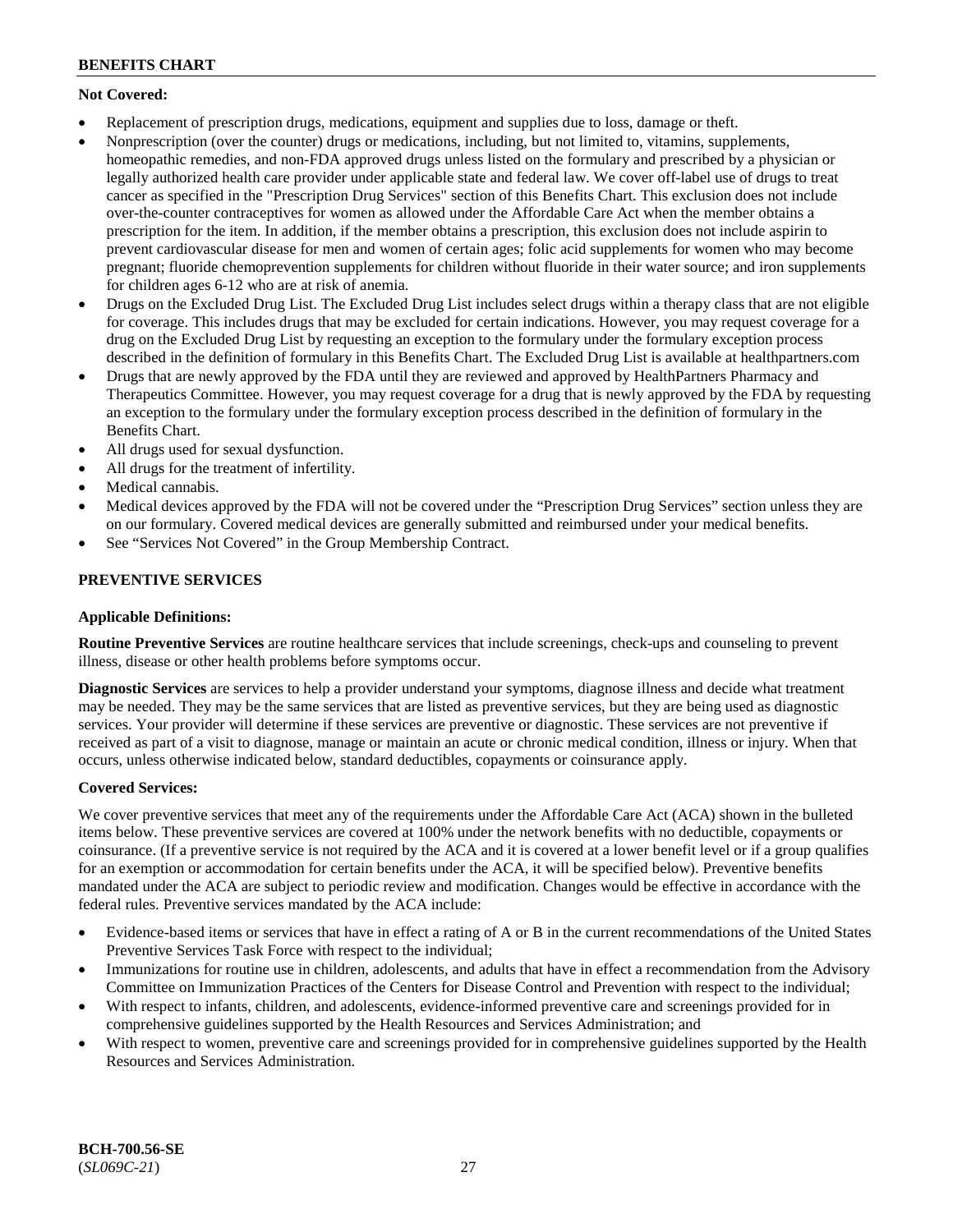**Not Covered:**

- Replacement of prescription drugs, medications, equipment and supplies due to loss, damage or theft.
- Nonprescription (over the counter) drugs or medications, including, but not limited to, vitamins, supplements, homeopathic remedies, and non-FDA approved drugs unless listed on the formulary and prescribed by a physician or legally authorized health care provider under applicable state and federal law. We cover off-label use of drugs to treat cancer as specified in the "Prescription Drug Services" section of this Benefits Chart. This exclusion does not include over-the-counter contraceptives for women as allowed under the Affordable Care Act when the member obtains a prescription for the item. In addition, if the member obtains a prescription, this exclusion does not include aspirin to prevent cardiovascular disease for men and women of certain ages; folic acid supplements for women who may become pregnant; fluoride chemoprevention supplements for children without fluoride in their water source; and iron supplements for children ages 6-12 who are at risk of anemia.
- Drugs on the Excluded Drug List. The Excluded Drug List includes select drugs within a therapy class that are not eligible for coverage. This includes drugs that may be excluded for certain indications. However, you may request coverage for a drug on the Excluded Drug List by requesting an exception to the formulary under the formulary exception process described in the definition of formulary in this Benefits Chart. The Excluded Drug List is available at healthpartners.com
- Drugs that are newly approved by the FDA until they are reviewed and approved by HealthPartners Pharmacy and Therapeutics Committee. However, you may request coverage for a drug that is newly approved by the FDA by requesting an exception to the formulary under the formulary exception process described in the definition of formulary in the Benefits Chart.
- All drugs used for sexual dysfunction.
- All drugs for the treatment of infertility.
- Medical cannabis.
- Medical devices approved by the FDA will not be covered under the "Prescription Drug Services" section unless they are on our formulary. Covered medical devices are generally submitted and reimbursed under your medical benefits.
- See "Services Not Covered" in the Group Membership Contract.

## PREVENTIVE SERVICES

**Applicable Definitions:**

**Routine Preventive Services** are routine healthcare services that include screenings, check-ups and counseling to prevent illness, disease or other health problems before symptoms occur.

**Diagnostic Services** are services to help a provider understand your symptoms, diagnose illness and decide what treatment may be needed. They may be the same services that are listed as preventive services, but they are being used as diagnostic services. Your provider will determine if these services are preventive or diagnostic. These services are not preventive if received as part of a visit to diagnose, manage or maintain an acute or chronic medical condition, illness or injury. When that occurs, unless otherwise indicated below, standard deductibles, copayments or coinsurance apply.

**Covered Services:**

We cover preventive services that meet any of the requirements under the Affordable Care Act (ACA) shown in the bulleted items below. These preventive services are covered at 100% under the network benefits with no deductible, copayments or coinsurance. (If a preventive service is not required by the ACA and it is covered at a lower benefit level or if a group qualifies for an exemption or accommodation for certain benefits under the ACA, it will be specified below). Preventive benefits mandated under the ACA are subject to periodic review and modification. Changes would be effective in accordance with the federal rules. Preventive services mandated by the ACA include:

- Evidence-based items or services that have in effect a rating of A or B in the current recommendations of the United States Preventive Services Task Force with respect to the individual;
- Immunizations for routine use in children, adolescents, and adults that have in effect a recommendation from the Advisory Committee on Immunization Practices of the Centers for Disease Control and Prevention with respect to the individual;
- With respect to infants, children, and adolescents, evidence-informed preventive care and screenings provided for in comprehensive guidelines supported by the Health Resources and Services Administration; and
- With respect to women, preventive care and screenings provided for in comprehensive guidelines supported by the Health Resources and Services Administration.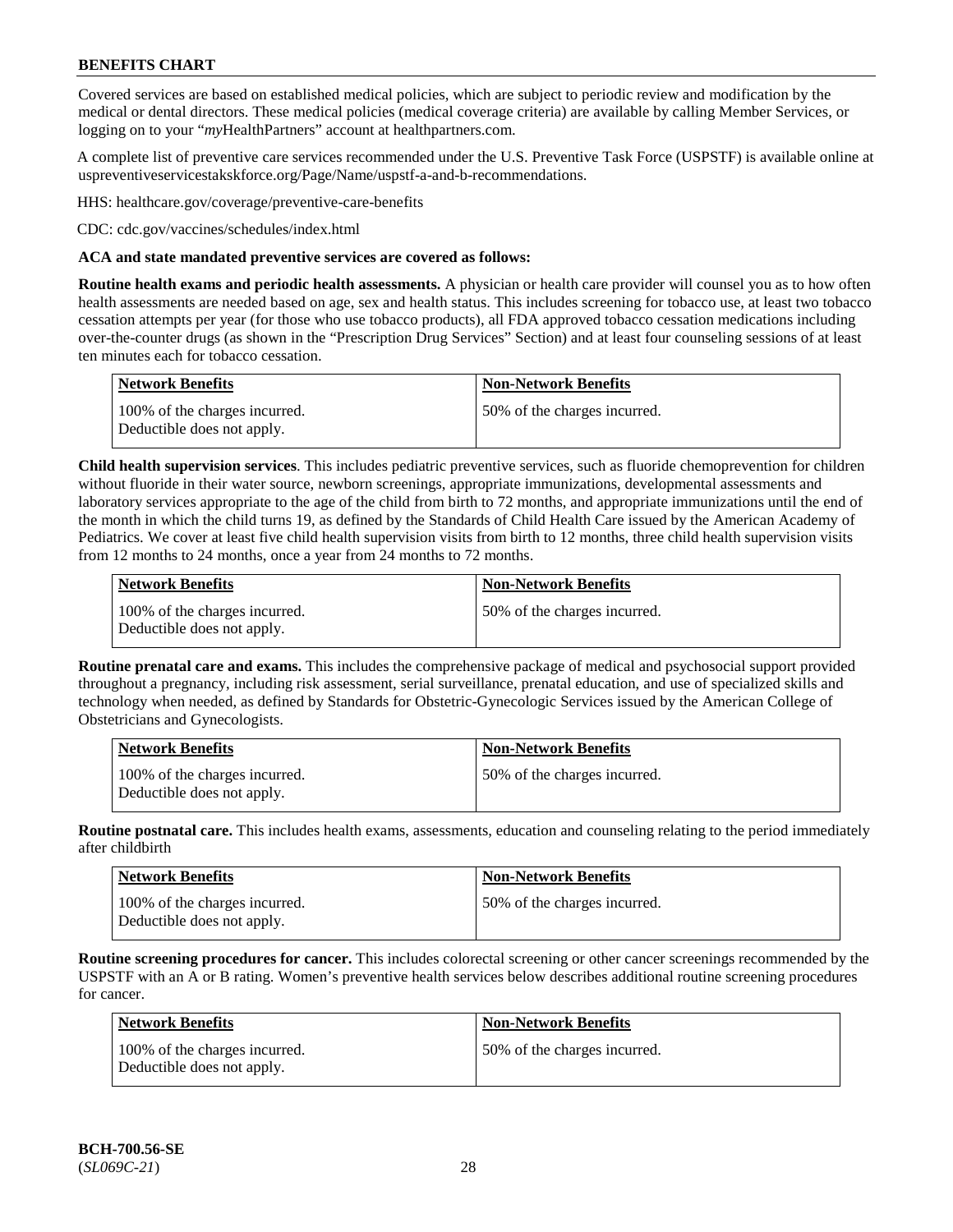## BENEFITS CHART

Covered services are based on established medical policies, which are subject to periodic review and modification by the medical or dental directors. These medical policies (medical coverage criteria) are available by calling Member Services, or logging on to your "*my*HealthPartners" account at healthpartners.com.

A complete list of preventive care services recommended under the U.S. Preventive Task Force (USPSTF) is available online at uspreventiveservicestakskforce.org/Page/Name/uspstf-a-and-b-recommendations.

HHS: healthcare.gov/coverage/preventive-care-benefits

CDC: cdc.gov/vaccines/schedules/index.html

**ACA and state mandated preventive services are covered as follows:**

**Routine health exams and periodic health assessments.** A physician or health care provider will counsel you as to how often health assessments are needed based on age, sex and health status. This includes screening for tobacco use, at least two tobacco cessation attempts per year (for those who use tobacco products), all FDA approved tobacco cessation medications including over-the-counter drugs (as shown in the "Prescription Drug Services" Section) and at least four counseling sessions of at least ten minutes each for tobacco cessation.

| Network Benefits | Non-Network Benefits |
| --- | --- |
| 100% of the charges incurred. Deductible does not apply. | 50% of the charges incurred. |

**Child health supervision services**. This includes pediatric preventive services, such as fluoride chemoprevention for children without fluoride in their water source, newborn screenings, appropriate immunizations, developmental assessments and laboratory services appropriate to the age of the child from birth to 72 months, and appropriate immunizations until the end of the month in which the child turns 19, as defined by the Standards of Child Health Care issued by the American Academy of Pediatrics. We cover at least five child health supervision visits from birth to 12 months, three child health supervision visits from 12 months to 24 months, once a year from 24 months to 72 months.

| Network Benefits | Non-Network Benefits |
| --- | --- |
| 100% of the charges incurred. Deductible does not apply. | 50% of the charges incurred. |

**Routine prenatal care and exams.** This includes the comprehensive package of medical and psychosocial support provided throughout a pregnancy, including risk assessment, serial surveillance, prenatal education, and use of specialized skills and technology when needed, as defined by Standards for Obstetric-Gynecologic Services issued by the American College of Obstetricians and Gynecologists.

| Network Benefits | Non-Network Benefits |
| --- | --- |
| 100% of the charges incurred. Deductible does not apply. | 50% of the charges incurred. |

**Routine postnatal care.** This includes health exams, assessments, education and counseling relating to the period immediately after childbirth

| Network Benefits | Non-Network Benefits |
| --- | --- |
| 100% of the charges incurred. Deductible does not apply. | 50% of the charges incurred. |

**Routine screening procedures for cancer.** This includes colorectal screening or other cancer screenings recommended by the USPSTF with an A or B rating. Women's preventive health services below describes additional routine screening procedures for cancer.

| Network Benefits | Non-Network Benefits |
| --- | --- |
| 100% of the charges incurred. Deductible does not apply. | 50% of the charges incurred. |

**BCH-700.56-SE**
(*SL069C-21*)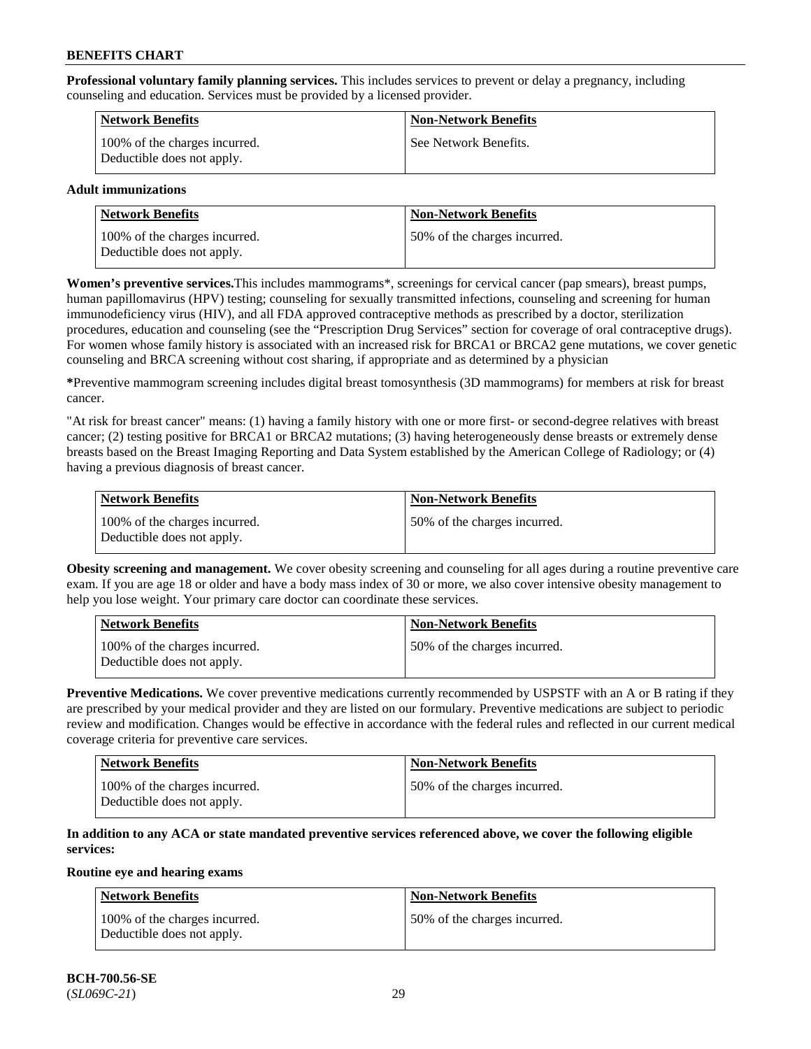**Professional voluntary family planning services.** This includes services to prevent or delay a pregnancy, including counseling and education. Services must be provided by a licensed provider.

| Network Benefits | Non-Network Benefits |
|---|---|
| 100% of the charges incurred. Deductible does not apply. | See Network Benefits. |

**Adult immunizations**

| Network Benefits | Non-Network Benefits |
|---|---|
| 100% of the charges incurred. Deductible does not apply. | 50% of the charges incurred. |

**Women's preventive services.**This includes mammograms*, screenings for cervical cancer (pap smears), breast pumps, human papillomavirus (HPV) testing; counseling for sexually transmitted infections, counseling and screening for human immunodeficiency virus (HIV), and all FDA approved contraceptive methods as prescribed by a doctor, sterilization procedures, education and counseling (see the "Prescription Drug Services" section for coverage of oral contraceptive drugs). For women whose family history is associated with an increased risk for BRCA1 or BRCA2 gene mutations, we cover genetic counseling and BRCA screening without cost sharing, if appropriate and as determined by a physician

**\***Preventive mammogram screening includes digital breast tomosynthesis (3D mammograms) for members at risk for breast cancer.

"At risk for breast cancer" means: (1) having a family history with one or more first- or second-degree relatives with breast cancer; (2) testing positive for BRCA1 or BRCA2 mutations; (3) having heterogeneously dense breasts or extremely dense breasts based on the Breast Imaging Reporting and Data System established by the American College of Radiology; or (4) having a previous diagnosis of breast cancer.

| Network Benefits | Non-Network Benefits |
|---|---|
| 100% of the charges incurred. Deductible does not apply. | 50% of the charges incurred. |

**Obesity screening and management.** We cover obesity screening and counseling for all ages during a routine preventive care exam. If you are age 18 or older and have a body mass index of 30 or more, we also cover intensive obesity management to help you lose weight. Your primary care doctor can coordinate these services.

| Network Benefits | Non-Network Benefits |
|---|---|
| 100% of the charges incurred. Deductible does not apply. | 50% of the charges incurred. |

**Preventive Medications.** We cover preventive medications currently recommended by USPSTF with an A or B rating if they are prescribed by your medical provider and they are listed on our formulary. Preventive medications are subject to periodic review and modification. Changes would be effective in accordance with the federal rules and reflected in our current medical coverage criteria for preventive care services.

| Network Benefits | Non-Network Benefits |
|---|---|
| 100% of the charges incurred. Deductible does not apply. | 50% of the charges incurred. |

**In addition to any ACA or state mandated preventive services referenced above, we cover the following eligible services:**

**Routine eye and hearing exams**

| Network Benefits | Non-Network Benefits |
|---|---|
| 100% of the charges incurred. Deductible does not apply. | 50% of the charges incurred. |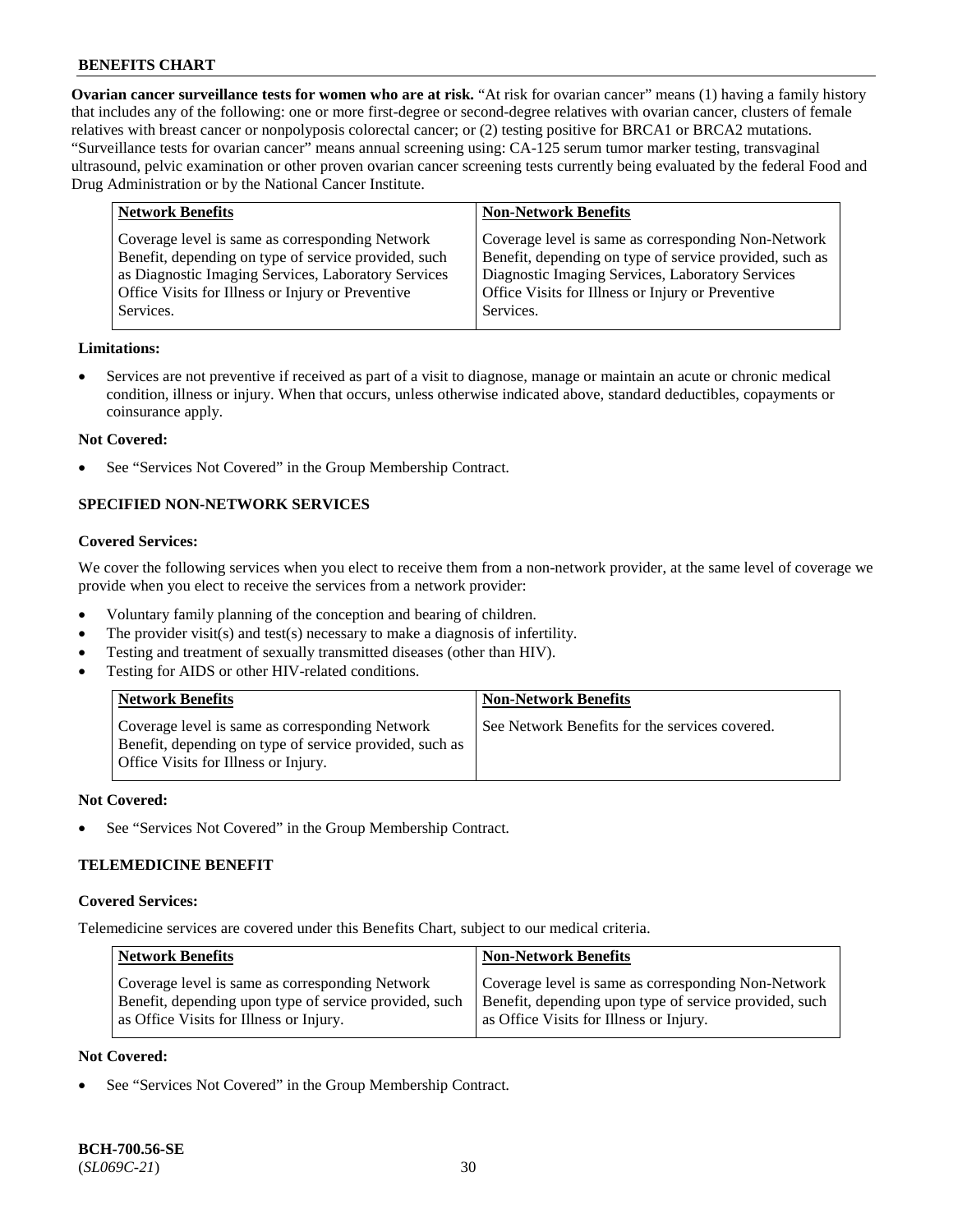**Ovarian cancer surveillance tests for women who are at risk.** "At risk for ovarian cancer" means (1) having a family history that includes any of the following: one or more first-degree or second-degree relatives with ovarian cancer, clusters of female relatives with breast cancer or nonpolyposis colorectal cancer; or (2) testing positive for BRCA1 or BRCA2 mutations. "Surveillance tests for ovarian cancer" means annual screening using: CA-125 serum tumor marker testing, transvaginal ultrasound, pelvic examination or other proven ovarian cancer screening tests currently being evaluated by the federal Food and Drug Administration or by the National Cancer Institute.

| Network Benefits | Non-Network Benefits |
|---|---|
| Coverage level is same as corresponding Network Benefit, depending on type of service provided, such as Diagnostic Imaging Services, Laboratory Services Office Visits for Illness or Injury or Preventive Services. | Coverage level is same as corresponding Non-Network Benefit, depending on type of service provided, such as Diagnostic Imaging Services, Laboratory Services Office Visits for Illness or Injury or Preventive Services. |

**Limitations:**

- Services are not preventive if received as part of a visit to diagnose, manage or maintain an acute or chronic medical condition, illness or injury. When that occurs, unless otherwise indicated above, standard deductibles, copayments or coinsurance apply.

**Not Covered:**

- See "Services Not Covered" in the Group Membership Contract.

### SPECIFIED NON-NETWORK SERVICES

**Covered Services:**

We cover the following services when you elect to receive them from a non-network provider, at the same level of coverage we provide when you elect to receive the services from a network provider:

- Voluntary family planning of the conception and bearing of children.
- The provider visit(s) and test(s) necessary to make a diagnosis of infertility.
- Testing and treatment of sexually transmitted diseases (other than HIV).
- Testing for AIDS or other HIV-related conditions.

| Network Benefits | Non-Network Benefits |
|---|---|
| Coverage level is same as corresponding Network Benefit, depending on type of service provided, such as Office Visits for Illness or Injury. | See Network Benefits for the services covered. |

**Not Covered:**

- See "Services Not Covered" in the Group Membership Contract.

### TELEMEDICINE BENEFIT

**Covered Services:**

Telemedicine services are covered under this Benefits Chart, subject to our medical criteria.

| Network Benefits | Non-Network Benefits |
|---|---|
| Coverage level is same as corresponding Network Benefit, depending upon type of service provided, such as Office Visits for Illness or Injury. | Coverage level is same as corresponding Non-Network Benefit, depending upon type of service provided, such as Office Visits for Illness or Injury. |

**Not Covered:**

- See "Services Not Covered" in the Group Membership Contract.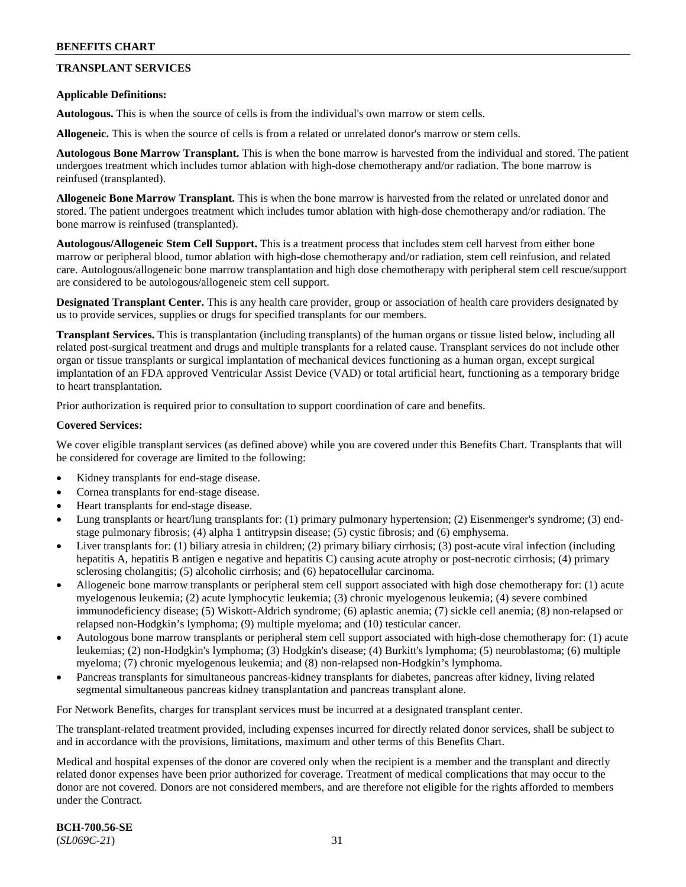## TRANSPLANT SERVICES

**Applicable Definitions:**

**Autologous.** This is when the source of cells is from the individual's own marrow or stem cells.

**Allogeneic.** This is when the source of cells is from a related or unrelated donor's marrow or stem cells.

**Autologous Bone Marrow Transplant.** This is when the bone marrow is harvested from the individual and stored. The patient undergoes treatment which includes tumor ablation with high-dose chemotherapy and/or radiation. The bone marrow is reinfused (transplanted).

**Allogeneic Bone Marrow Transplant.** This is when the bone marrow is harvested from the related or unrelated donor and stored. The patient undergoes treatment which includes tumor ablation with high-dose chemotherapy and/or radiation. The bone marrow is reinfused (transplanted).

**Autologous/Allogeneic Stem Cell Support.** This is a treatment process that includes stem cell harvest from either bone marrow or peripheral blood, tumor ablation with high-dose chemotherapy and/or radiation, stem cell reinfusion, and related care. Autologous/allogeneic bone marrow transplantation and high dose chemotherapy with peripheral stem cell rescue/support are considered to be autologous/allogeneic stem cell support.

**Designated Transplant Center.** This is any health care provider, group or association of health care providers designated by us to provide services, supplies or drugs for specified transplants for our members.

**Transplant Services.** This is transplantation (including transplants) of the human organs or tissue listed below, including all related post-surgical treatment and drugs and multiple transplants for a related cause. Transplant services do not include other organ or tissue transplants or surgical implantation of mechanical devices functioning as a human organ, except surgical implantation of an FDA approved Ventricular Assist Device (VAD) or total artificial heart, functioning as a temporary bridge to heart transplantation.

Prior authorization is required prior to consultation to support coordination of care and benefits.

**Covered Services:**

We cover eligible transplant services (as defined above) while you are covered under this Benefits Chart. Transplants that will be considered for coverage are limited to the following:

- Kidney transplants for end-stage disease.
- Cornea transplants for end-stage disease.
- Heart transplants for end-stage disease.
- Lung transplants or heart/lung transplants for: (1) primary pulmonary hypertension; (2) Eisenmenger's syndrome; (3) end-stage pulmonary fibrosis; (4) alpha 1 antitrypsin disease; (5) cystic fibrosis; and (6) emphysema.
- Liver transplants for: (1) biliary atresia in children; (2) primary biliary cirrhosis; (3) post-acute viral infection (including hepatitis A, hepatitis B antigen e negative and hepatitis C) causing acute atrophy or post-necrotic cirrhosis; (4) primary sclerosing cholangitis; (5) alcoholic cirrhosis; and (6) hepatocellular carcinoma.
- Allogeneic bone marrow transplants or peripheral stem cell support associated with high dose chemotherapy for: (1) acute myelogenous leukemia; (2) acute lymphocytic leukemia; (3) chronic myelogenous leukemia; (4) severe combined immunodeficiency disease; (5) Wiskott-Aldrich syndrome; (6) aplastic anemia; (7) sickle cell anemia; (8) non-relapsed or relapsed non-Hodgkin's lymphoma; (9) multiple myeloma; and (10) testicular cancer.
- Autologous bone marrow transplants or peripheral stem cell support associated with high-dose chemotherapy for: (1) acute leukemias; (2) non-Hodgkin's lymphoma; (3) Hodgkin's disease; (4) Burkitt's lymphoma; (5) neuroblastoma; (6) multiple myeloma; (7) chronic myelogenous leukemia; and (8) non-relapsed non-Hodgkin's lymphoma.
- Pancreas transplants for simultaneous pancreas-kidney transplants for diabetes, pancreas after kidney, living related segmental simultaneous pancreas kidney transplantation and pancreas transplant alone.

For Network Benefits, charges for transplant services must be incurred at a designated transplant center.

The transplant-related treatment provided, including expenses incurred for directly related donor services, shall be subject to and in accordance with the provisions, limitations, maximum and other terms of this Benefits Chart.

Medical and hospital expenses of the donor are covered only when the recipient is a member and the transplant and directly related donor expenses have been prior authorized for coverage. Treatment of medical complications that may occur to the donor are not covered. Donors are not considered members, and are therefore not eligible for the rights afforded to members under the Contract.

**BCH-700.56-SE**
(*SL069C-21*)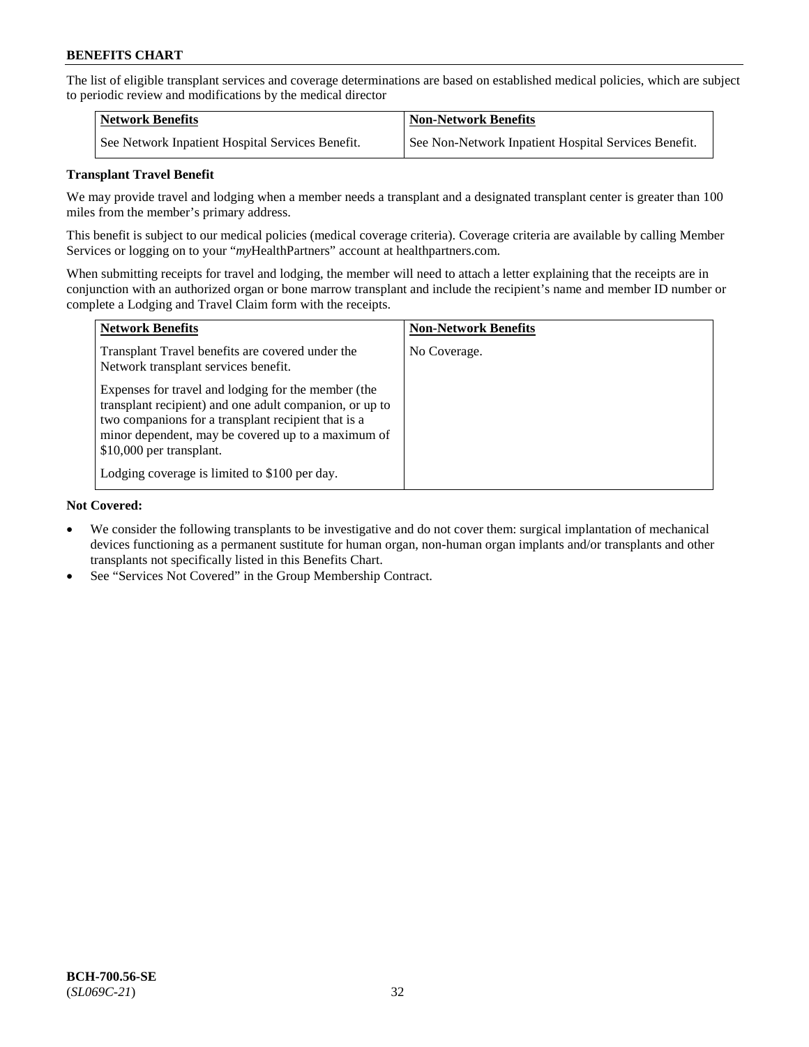The list of eligible transplant services and coverage determinations are based on established medical policies, which are subject to periodic review and modifications by the medical director

| Network Benefits | Non-Network Benefits |
| --- | --- |
| See Network Inpatient Hospital Services Benefit. | See Non-Network Inpatient Hospital Services Benefit. |

**Transplant Travel Benefit**

We may provide travel and lodging when a member needs a transplant and a designated transplant center is greater than 100 miles from the member's primary address.

This benefit is subject to our medical policies (medical coverage criteria). Coverage criteria are available by calling Member Services or logging on to your "*my*HealthPartners" account at healthpartners.com.

When submitting receipts for travel and lodging, the member will need to attach a letter explaining that the receipts are in conjunction with an authorized organ or bone marrow transplant and include the recipient's name and member ID number or complete a Lodging and Travel Claim form with the receipts.

| Network Benefits | Non-Network Benefits |
| --- | --- |
| Transplant Travel benefits are covered under the Network transplant services benefit.<br><br>Expenses for travel and lodging for the member (the transplant recipient) and one adult companion, or up to two companions for a transplant recipient that is a minor dependent, may be covered up to a maximum of $10,000 per transplant.<br><br>Lodging coverage is limited to $100 per day. | No Coverage. |

**Not Covered:**

- We consider the following transplants to be investigative and do not cover them: surgical implantation of mechanical devices functioning as a permanent sustitute for human organ, non-human organ implants and/or transplants and other transplants not specifically listed in this Benefits Chart.
- See "Services Not Covered" in the Group Membership Contract.